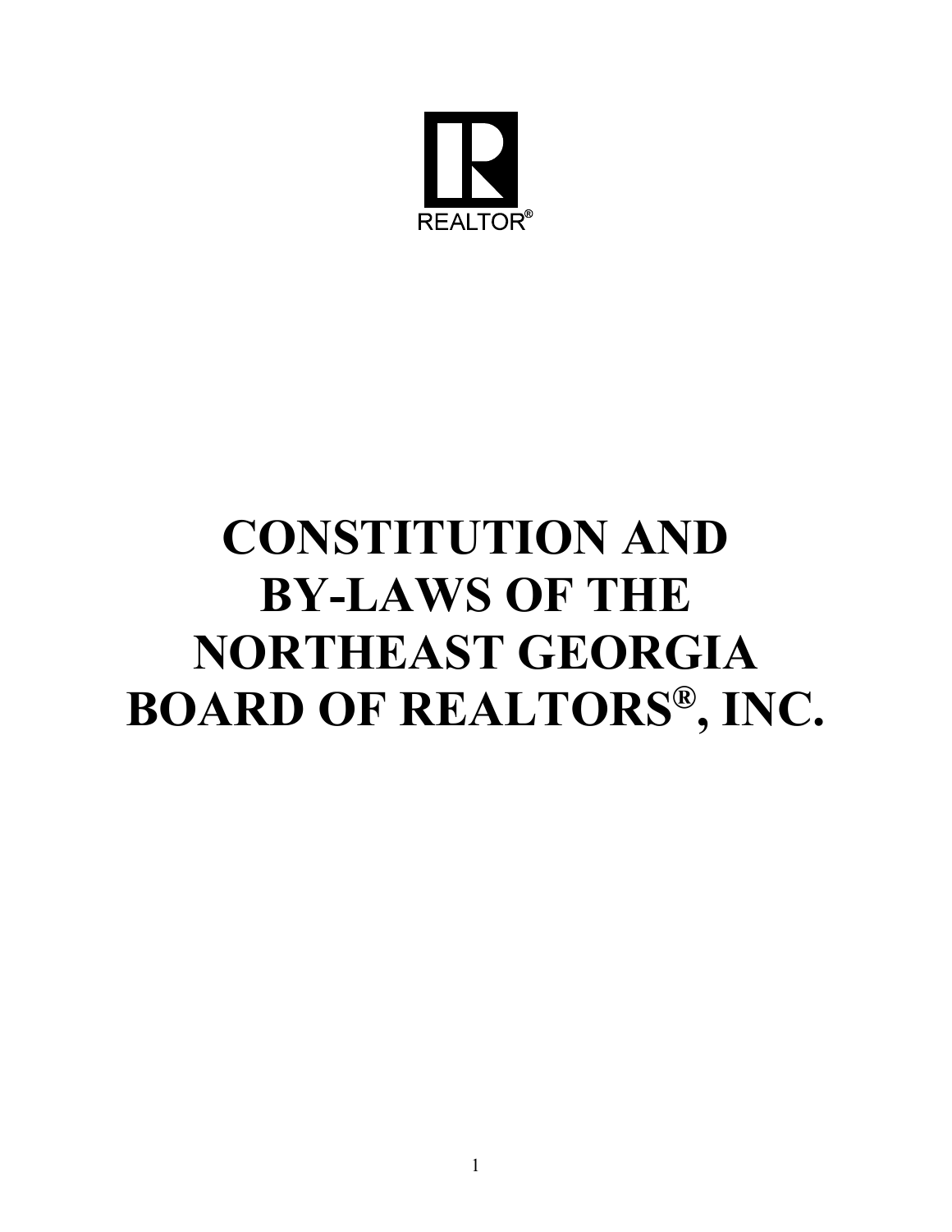REALTOR®

# CONSTITUTION AND BY-LAWS OF THE NORTHEAST GEORGIA BOARD OF REALTORS®, INC.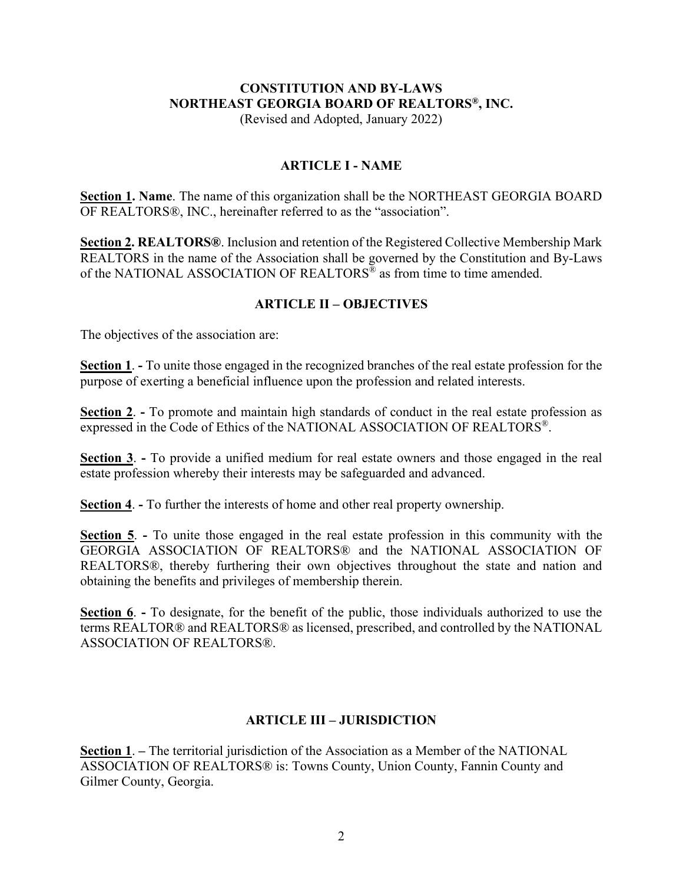# CONSTITUTION AND BY-LAWS
# NORTHEAST GEORGIA BOARD OF REALTORS®, INC.

(Revised and Adopted, January 2022)

## ARTICLE I - NAME

**Section 1. Name**. The name of this organization shall be the NORTHEAST GEORGIA BOARD OF REALTORS®, INC., hereinafter referred to as the "association".

**Section 2. REALTORS®**. Inclusion and retention of the Registered Collective Membership Mark REALTORS in the name of the Association shall be governed by the Constitution and By-Laws of the NATIONAL ASSOCIATION OF REALTORS® as from time to time amended.

## ARTICLE II – OBJECTIVES

The objectives of the association are:

**Section 1**. **-** To unite those engaged in the recognized branches of the real estate profession for the purpose of exerting a beneficial influence upon the profession and related interests.

**Section 2**. **-** To promote and maintain high standards of conduct in the real estate profession as expressed in the Code of Ethics of the NATIONAL ASSOCIATION OF REALTORS®.

**Section 3**. **-** To provide a unified medium for real estate owners and those engaged in the real estate profession whereby their interests may be safeguarded and advanced.

**Section 4**. **-** To further the interests of home and other real property ownership.

**Section 5**. **-** To unite those engaged in the real estate profession in this community with the GEORGIA ASSOCIATION OF REALTORS® and the NATIONAL ASSOCIATION OF REALTORS®, thereby furthering their own objectives throughout the state and nation and obtaining the benefits and privileges of membership therein.

**Section 6**. **-** To designate, for the benefit of the public, those individuals authorized to use the terms REALTOR® and REALTORS® as licensed, prescribed, and controlled by the NATIONAL ASSOCIATION OF REALTORS®.

## ARTICLE III – JURISDICTION

**Section 1**. **–** The territorial jurisdiction of the Association as a Member of the NATIONAL ASSOCIATION OF REALTORS® is: Towns County, Union County, Fannin County and Gilmer County, Georgia.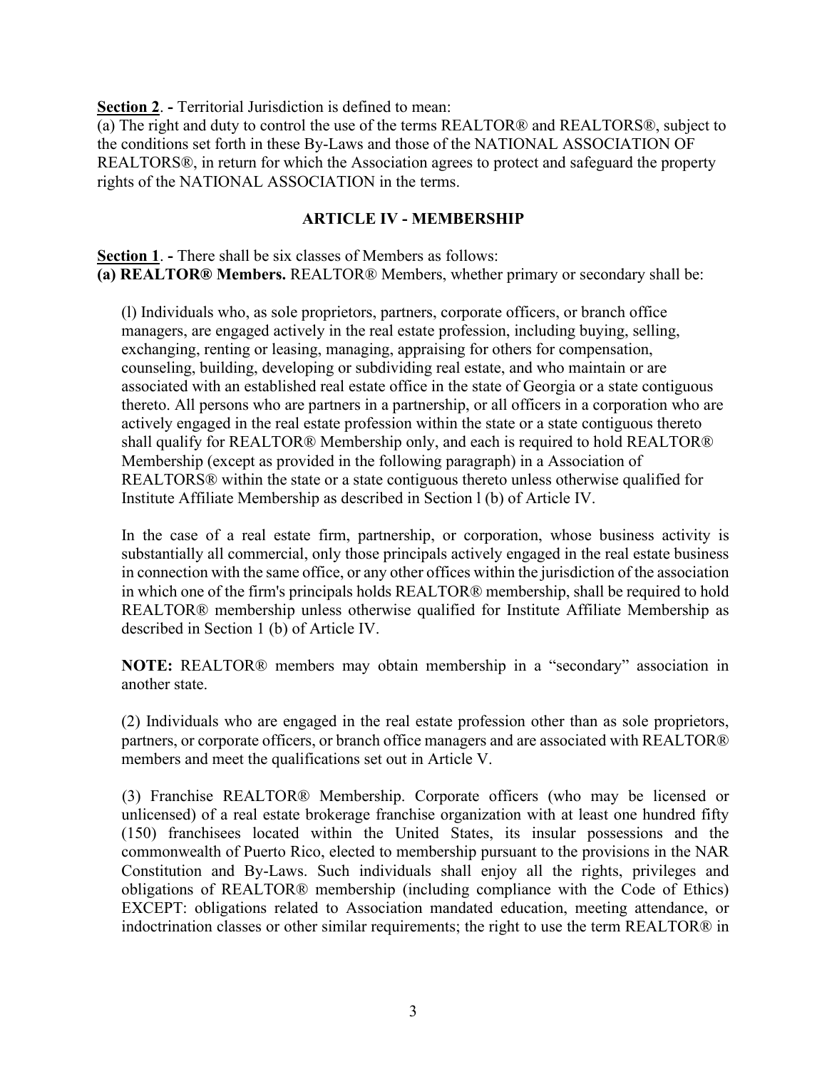**Section 2**. **-** Territorial Jurisdiction is defined to mean:
(a) The right and duty to control the use of the terms REALTOR® and REALTORS®, subject to the conditions set forth in these By-Laws and those of the NATIONAL ASSOCIATION OF REALTORS®, in return for which the Association agrees to protect and safeguard the property rights of the NATIONAL ASSOCIATION in the terms.

## ARTICLE IV - MEMBERSHIP

**Section 1**. **-** There shall be six classes of Members as follows:
**(a) REALTOR® Members.** REALTOR® Members, whether primary or secondary shall be:

(l) Individuals who, as sole proprietors, partners, corporate officers, or branch office managers, are engaged actively in the real estate profession, including buying, selling, exchanging, renting or leasing, managing, appraising for others for compensation, counseling, building, developing or subdividing real estate, and who maintain or are associated with an established real estate office in the state of Georgia or a state contiguous thereto. All persons who are partners in a partnership, or all officers in a corporation who are actively engaged in the real estate profession within the state or a state contiguous thereto shall qualify for REALTOR® Membership only, and each is required to hold REALTOR® Membership (except as provided in the following paragraph) in a Association of REALTORS® within the state or a state contiguous thereto unless otherwise qualified for Institute Affiliate Membership as described in Section l (b) of Article IV.

In the case of a real estate firm, partnership, or corporation, whose business activity is substantially all commercial, only those principals actively engaged in the real estate business in connection with the same office, or any other offices within the jurisdiction of the association in which one of the firm's principals holds REALTOR® membership, shall be required to hold REALTOR® membership unless otherwise qualified for Institute Affiliate Membership as described in Section 1 (b) of Article IV.

**NOTE:** REALTOR® members may obtain membership in a "secondary" association in another state.

(2) Individuals who are engaged in the real estate profession other than as sole proprietors, partners, or corporate officers, or branch office managers and are associated with REALTOR® members and meet the qualifications set out in Article V.

(3) Franchise REALTOR® Membership. Corporate officers (who may be licensed or unlicensed) of a real estate brokerage franchise organization with at least one hundred fifty (150) franchisees located within the United States, its insular possessions and the commonwealth of Puerto Rico, elected to membership pursuant to the provisions in the NAR Constitution and By-Laws. Such individuals shall enjoy all the rights, privileges and obligations of REALTOR® membership (including compliance with the Code of Ethics) EXCEPT: obligations related to Association mandated education, meeting attendance, or indoctrination classes or other similar requirements; the right to use the term REALTOR® in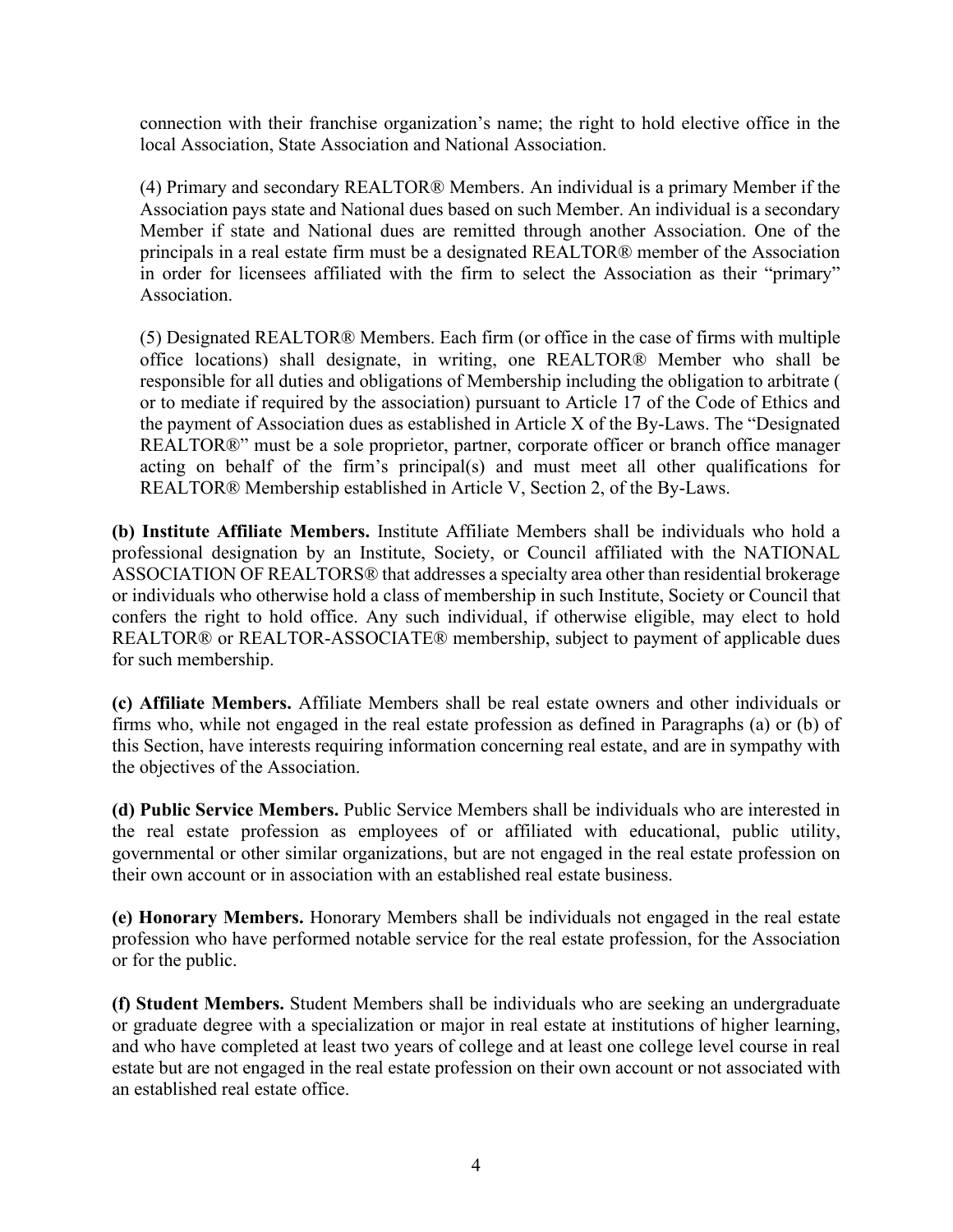connection with their franchise organization's name; the right to hold elective office in the local Association, State Association and National Association.

(4) Primary and secondary REALTOR® Members. An individual is a primary Member if the Association pays state and National dues based on such Member. An individual is a secondary Member if state and National dues are remitted through another Association. One of the principals in a real estate firm must be a designated REALTOR® member of the Association in order for licensees affiliated with the firm to select the Association as their "primary" Association.

(5) Designated REALTOR® Members. Each firm (or office in the case of firms with multiple office locations) shall designate, in writing, one REALTOR® Member who shall be responsible for all duties and obligations of Membership including the obligation to arbitrate ( or to mediate if required by the association) pursuant to Article 17 of the Code of Ethics and the payment of Association dues as established in Article X of the By-Laws. The "Designated REALTOR®" must be a sole proprietor, partner, corporate officer or branch office manager acting on behalf of the firm's principal(s) and must meet all other qualifications for REALTOR® Membership established in Article V, Section 2, of the By-Laws.

**(b) Institute Affiliate Members.** Institute Affiliate Members shall be individuals who hold a professional designation by an Institute, Society, or Council affiliated with the NATIONAL ASSOCIATION OF REALTORS® that addresses a specialty area other than residential brokerage or individuals who otherwise hold a class of membership in such Institute, Society or Council that confers the right to hold office. Any such individual, if otherwise eligible, may elect to hold REALTOR® or REALTOR-ASSOCIATE® membership, subject to payment of applicable dues for such membership.

**(c) Affiliate Members.** Affiliate Members shall be real estate owners and other individuals or firms who, while not engaged in the real estate profession as defined in Paragraphs (a) or (b) of this Section, have interests requiring information concerning real estate, and are in sympathy with the objectives of the Association.

**(d) Public Service Members.** Public Service Members shall be individuals who are interested in the real estate profession as employees of or affiliated with educational, public utility, governmental or other similar organizations, but are not engaged in the real estate profession on their own account or in association with an established real estate business.

**(e) Honorary Members.** Honorary Members shall be individuals not engaged in the real estate profession who have performed notable service for the real estate profession, for the Association or for the public.

**(f) Student Members.** Student Members shall be individuals who are seeking an undergraduate or graduate degree with a specialization or major in real estate at institutions of higher learning, and who have completed at least two years of college and at least one college level course in real estate but are not engaged in the real estate profession on their own account or not associated with an established real estate office.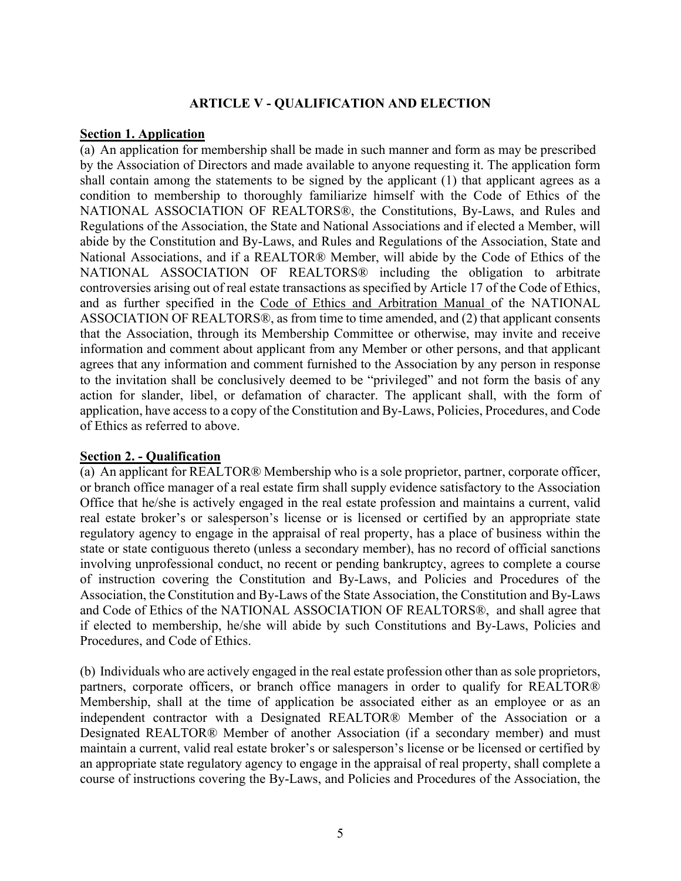## ARTICLE V - QUALIFICATION AND ELECTION

**Section 1. Application**

(a) An application for membership shall be made in such manner and form as may be prescribed by the Association of Directors and made available to anyone requesting it. The application form shall contain among the statements to be signed by the applicant (1) that applicant agrees as a condition to membership to thoroughly familiarize himself with the Code of Ethics of the NATIONAL ASSOCIATION OF REALTORS®, the Constitutions, By-Laws, and Rules and Regulations of the Association, the State and National Associations and if elected a Member, will abide by the Constitution and By-Laws, and Rules and Regulations of the Association, State and National Associations, and if a REALTOR® Member, will abide by the Code of Ethics of the NATIONAL ASSOCIATION OF REALTORS® including the obligation to arbitrate controversies arising out of real estate transactions as specified by Article 17 of the Code of Ethics, and as further specified in the Code of Ethics and Arbitration Manual of the NATIONAL ASSOCIATION OF REALTORS®, as from time to time amended, and (2) that applicant consents that the Association, through its Membership Committee or otherwise, may invite and receive information and comment about applicant from any Member or other persons, and that applicant agrees that any information and comment furnished to the Association by any person in response to the invitation shall be conclusively deemed to be "privileged" and not form the basis of any action for slander, libel, or defamation of character. The applicant shall, with the form of application, have access to a copy of the Constitution and By-Laws, Policies, Procedures, and Code of Ethics as referred to above.

**Section 2. - Qualification**

(a) An applicant for REALTOR® Membership who is a sole proprietor, partner, corporate officer, or branch office manager of a real estate firm shall supply evidence satisfactory to the Association Office that he/she is actively engaged in the real estate profession and maintains a current, valid real estate broker's or salesperson's license or is licensed or certified by an appropriate state regulatory agency to engage in the appraisal of real property, has a place of business within the state or state contiguous thereto (unless a secondary member), has no record of official sanctions involving unprofessional conduct, no recent or pending bankruptcy, agrees to complete a course of instruction covering the Constitution and By-Laws, and Policies and Procedures of the Association, the Constitution and By-Laws of the State Association, the Constitution and By-Laws and Code of Ethics of the NATIONAL ASSOCIATION OF REALTORS®, and shall agree that if elected to membership, he/she will abide by such Constitutions and By-Laws, Policies and Procedures, and Code of Ethics.

(b) Individuals who are actively engaged in the real estate profession other than as sole proprietors, partners, corporate officers, or branch office managers in order to qualify for REALTOR® Membership, shall at the time of application be associated either as an employee or as an independent contractor with a Designated REALTOR® Member of the Association or a Designated REALTOR® Member of another Association (if a secondary member) and must maintain a current, valid real estate broker's or salesperson's license or be licensed or certified by an appropriate state regulatory agency to engage in the appraisal of real property, shall complete a course of instructions covering the By-Laws, and Policies and Procedures of the Association, the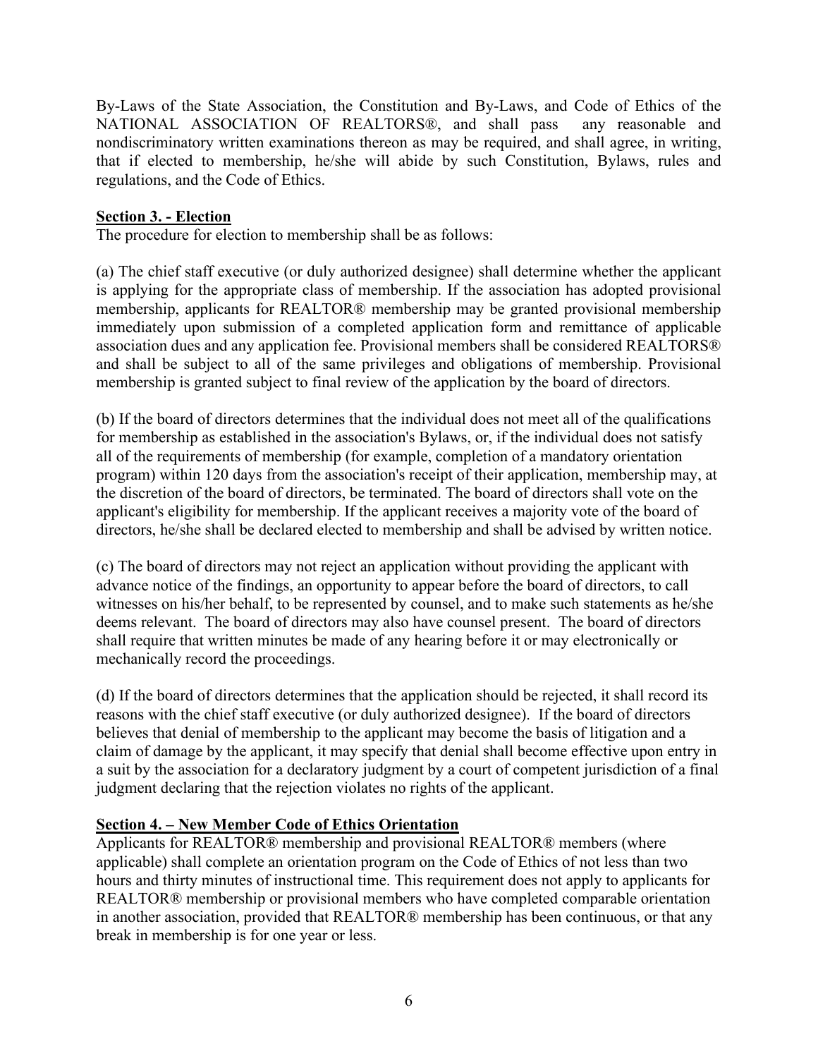By-Laws of the State Association, the Constitution and By-Laws, and Code of Ethics of the NATIONAL ASSOCIATION OF REALTORS®, and shall pass any reasonable and nondiscriminatory written examinations thereon as may be required, and shall agree, in writing, that if elected to membership, he/she will abide by such Constitution, Bylaws, rules and regulations, and the Code of Ethics.

**Section 3. - Election**

The procedure for election to membership shall be as follows:

(a) The chief staff executive (or duly authorized designee) shall determine whether the applicant is applying for the appropriate class of membership. If the association has adopted provisional membership, applicants for REALTOR® membership may be granted provisional membership immediately upon submission of a completed application form and remittance of applicable association dues and any application fee. Provisional members shall be considered REALTORS® and shall be subject to all of the same privileges and obligations of membership. Provisional membership is granted subject to final review of the application by the board of directors.

(b) If the board of directors determines that the individual does not meet all of the qualifications for membership as established in the association's Bylaws, or, if the individual does not satisfy all of the requirements of membership (for example, completion of a mandatory orientation program) within 120 days from the association's receipt of their application, membership may, at the discretion of the board of directors, be terminated. The board of directors shall vote on the applicant's eligibility for membership. If the applicant receives a majority vote of the board of directors, he/she shall be declared elected to membership and shall be advised by written notice.

(c) The board of directors may not reject an application without providing the applicant with advance notice of the findings, an opportunity to appear before the board of directors, to call witnesses on his/her behalf, to be represented by counsel, and to make such statements as he/she deems relevant. The board of directors may also have counsel present. The board of directors shall require that written minutes be made of any hearing before it or may electronically or mechanically record the proceedings.

(d) If the board of directors determines that the application should be rejected, it shall record its reasons with the chief staff executive (or duly authorized designee). If the board of directors believes that denial of membership to the applicant may become the basis of litigation and a claim of damage by the applicant, it may specify that denial shall become effective upon entry in a suit by the association for a declaratory judgment by a court of competent jurisdiction of a final judgment declaring that the rejection violates no rights of the applicant.

**Section 4. – New Member Code of Ethics Orientation**

Applicants for REALTOR® membership and provisional REALTOR® members (where applicable) shall complete an orientation program on the Code of Ethics of not less than two hours and thirty minutes of instructional time. This requirement does not apply to applicants for REALTOR® membership or provisional members who have completed comparable orientation in another association, provided that REALTOR® membership has been continuous, or that any break in membership is for one year or less.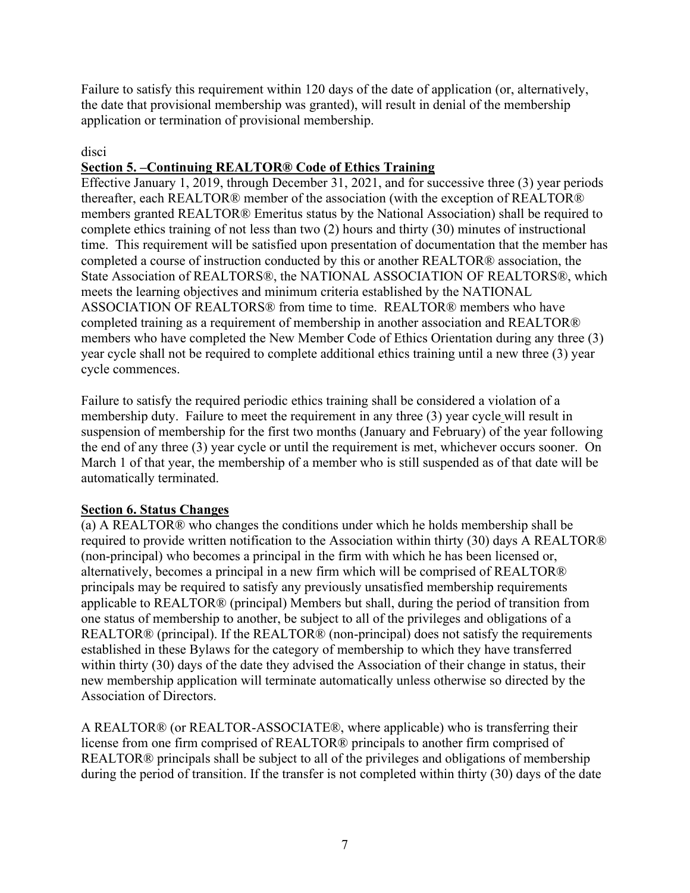Failure to satisfy this requirement within 120 days of the date of application (or, alternatively, the date that provisional membership was granted), will result in denial of the membership application or termination of provisional membership.

disci

**Section 5. –Continuing REALTOR® Code of Ethics Training**

Effective January 1, 2019, through December 31, 2021, and for successive three (3) year periods thereafter, each REALTOR® member of the association (with the exception of REALTOR® members granted REALTOR® Emeritus status by the National Association) shall be required to complete ethics training of not less than two (2) hours and thirty (30) minutes of instructional time. This requirement will be satisfied upon presentation of documentation that the member has completed a course of instruction conducted by this or another REALTOR® association, the State Association of REALTORS®, the NATIONAL ASSOCIATION OF REALTORS®, which meets the learning objectives and minimum criteria established by the NATIONAL ASSOCIATION OF REALTORS® from time to time. REALTOR® members who have completed training as a requirement of membership in another association and REALTOR® members who have completed the New Member Code of Ethics Orientation during any three (3) year cycle shall not be required to complete additional ethics training until a new three (3) year cycle commences.

Failure to satisfy the required periodic ethics training shall be considered a violation of a membership duty. Failure to meet the requirement in any three (3) year cycle will result in suspension of membership for the first two months (January and February) of the year following the end of any three (3) year cycle or until the requirement is met, whichever occurs sooner. On March 1 of that year, the membership of a member who is still suspended as of that date will be automatically terminated.

**Section 6. Status Changes**

(a) A REALTOR® who changes the conditions under which he holds membership shall be required to provide written notification to the Association within thirty (30) days A REALTOR® (non-principal) who becomes a principal in the firm with which he has been licensed or, alternatively, becomes a principal in a new firm which will be comprised of REALTOR® principals may be required to satisfy any previously unsatisfied membership requirements applicable to REALTOR® (principal) Members but shall, during the period of transition from one status of membership to another, be subject to all of the privileges and obligations of a REALTOR® (principal). If the REALTOR® (non-principal) does not satisfy the requirements established in these Bylaws for the category of membership to which they have transferred within thirty (30) days of the date they advised the Association of their change in status, their new membership application will terminate automatically unless otherwise so directed by the Association of Directors.

A REALTOR® (or REALTOR-ASSOCIATE®, where applicable) who is transferring their license from one firm comprised of REALTOR® principals to another firm comprised of REALTOR® principals shall be subject to all of the privileges and obligations of membership during the period of transition. If the transfer is not completed within thirty (30) days of the date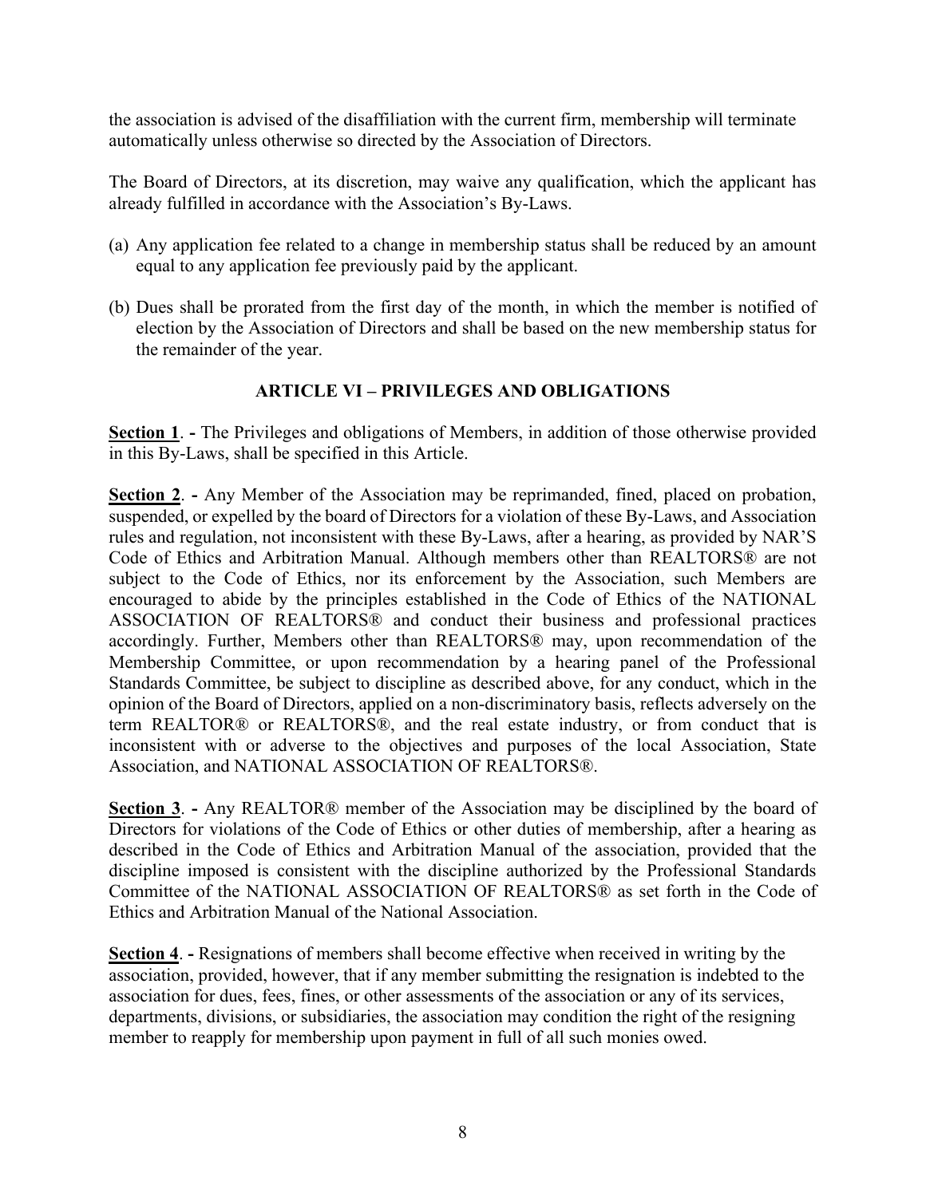the association is advised of the disaffiliation with the current firm, membership will terminate automatically unless otherwise so directed by the Association of Directors.

The Board of Directors, at its discretion, may waive any qualification, which the applicant has already fulfilled in accordance with the Association's By-Laws.

(a) Any application fee related to a change in membership status shall be reduced by an amount equal to any application fee previously paid by the applicant.

(b) Dues shall be prorated from the first day of the month, in which the member is notified of election by the Association of Directors and shall be based on the new membership status for the remainder of the year.

## ARTICLE VI – PRIVILEGES AND OBLIGATIONS

**Section 1**. **-** The Privileges and obligations of Members, in addition of those otherwise provided in this By-Laws, shall be specified in this Article.

**Section 2**. **-** Any Member of the Association may be reprimanded, fined, placed on probation, suspended, or expelled by the board of Directors for a violation of these By-Laws, and Association rules and regulation, not inconsistent with these By-Laws, after a hearing, as provided by NAR'S Code of Ethics and Arbitration Manual. Although members other than REALTORS® are not subject to the Code of Ethics, nor its enforcement by the Association, such Members are encouraged to abide by the principles established in the Code of Ethics of the NATIONAL ASSOCIATION OF REALTORS® and conduct their business and professional practices accordingly. Further, Members other than REALTORS® may, upon recommendation of the Membership Committee, or upon recommendation by a hearing panel of the Professional Standards Committee, be subject to discipline as described above, for any conduct, which in the opinion of the Board of Directors, applied on a non-discriminatory basis, reflects adversely on the term REALTOR® or REALTORS®, and the real estate industry, or from conduct that is inconsistent with or adverse to the objectives and purposes of the local Association, State Association, and NATIONAL ASSOCIATION OF REALTORS®.

**Section 3**. **-** Any REALTOR® member of the Association may be disciplined by the board of Directors for violations of the Code of Ethics or other duties of membership, after a hearing as described in the Code of Ethics and Arbitration Manual of the association, provided that the discipline imposed is consistent with the discipline authorized by the Professional Standards Committee of the NATIONAL ASSOCIATION OF REALTORS® as set forth in the Code of Ethics and Arbitration Manual of the National Association.

**Section 4**. **-** Resignations of members shall become effective when received in writing by the association, provided, however, that if any member submitting the resignation is indebted to the association for dues, fees, fines, or other assessments of the association or any of its services, departments, divisions, or subsidiaries, the association may condition the right of the resigning member to reapply for membership upon payment in full of all such monies owed.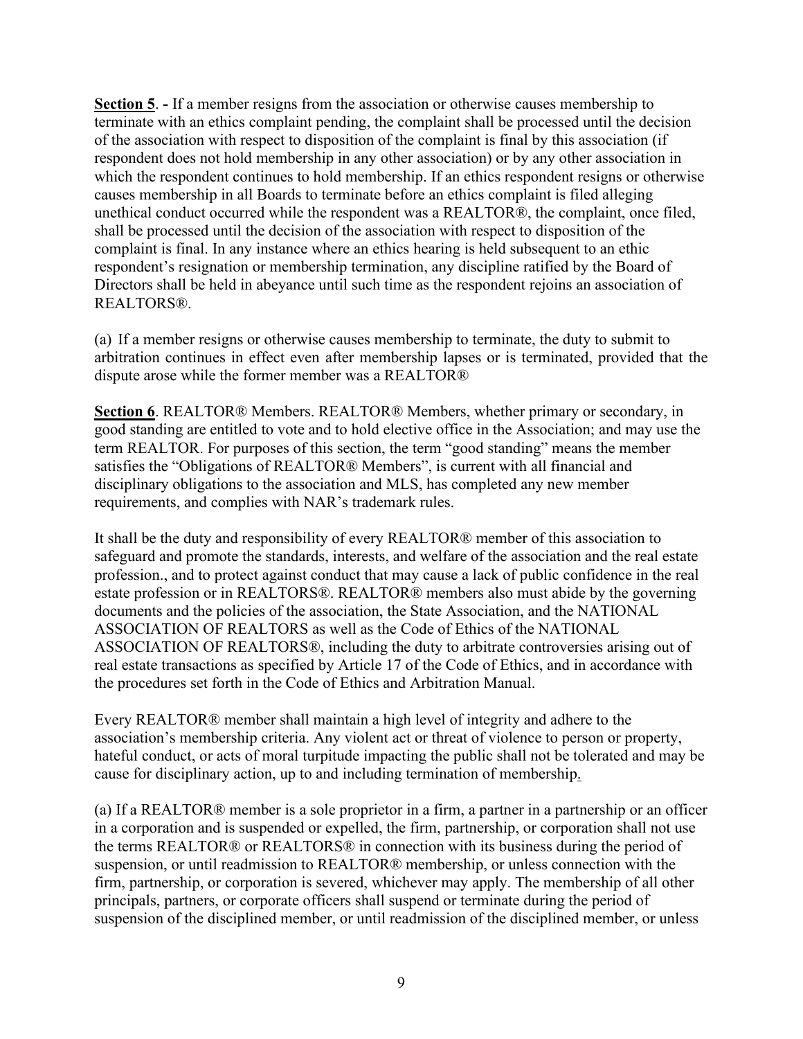**Section 5**. **-** If a member resigns from the association or otherwise causes membership to terminate with an ethics complaint pending, the complaint shall be processed until the decision of the association with respect to disposition of the complaint is final by this association (if respondent does not hold membership in any other association) or by any other association in which the respondent continues to hold membership. If an ethics respondent resigns or otherwise causes membership in all Boards to terminate before an ethics complaint is filed alleging unethical conduct occurred while the respondent was a REALTOR®, the complaint, once filed, shall be processed until the decision of the association with respect to disposition of the complaint is final. In any instance where an ethics hearing is held subsequent to an ethic respondent's resignation or membership termination, any discipline ratified by the Board of Directors shall be held in abeyance until such time as the respondent rejoins an association of REALTORS®.

(a) If a member resigns or otherwise causes membership to terminate, the duty to submit to arbitration continues in effect even after membership lapses or is terminated, provided that the dispute arose while the former member was a REALTOR®

**Section 6**. REALTOR® Members. REALTOR® Members, whether primary or secondary, in good standing are entitled to vote and to hold elective office in the Association; and may use the term REALTOR. For purposes of this section, the term "good standing" means the member satisfies the "Obligations of REALTOR® Members", is current with all financial and disciplinary obligations to the association and MLS, has completed any new member requirements, and complies with NAR's trademark rules.

It shall be the duty and responsibility of every REALTOR® member of this association to safeguard and promote the standards, interests, and welfare of the association and the real estate profession., and to protect against conduct that may cause a lack of public confidence in the real estate profession or in REALTORS®. REALTOR® members also must abide by the governing documents and the policies of the association, the State Association, and the NATIONAL ASSOCIATION OF REALTORS as well as the Code of Ethics of the NATIONAL ASSOCIATION OF REALTORS®, including the duty to arbitrate controversies arising out of real estate transactions as specified by Article 17 of the Code of Ethics, and in accordance with the procedures set forth in the Code of Ethics and Arbitration Manual.

Every REALTOR® member shall maintain a high level of integrity and adhere to the association's membership criteria. Any violent act or threat of violence to person or property, hateful conduct, or acts of moral turpitude impacting the public shall not be tolerated and may be cause for disciplinary action, up to and including termination of membership.

(a) If a REALTOR® member is a sole proprietor in a firm, a partner in a partnership or an officer in a corporation and is suspended or expelled, the firm, partnership, or corporation shall not use the terms REALTOR® or REALTORS® in connection with its business during the period of suspension, or until readmission to REALTOR® membership, or unless connection with the firm, partnership, or corporation is severed, whichever may apply. The membership of all other principals, partners, or corporate officers shall suspend or terminate during the period of suspension of the disciplined member, or until readmission of the disciplined member, or unless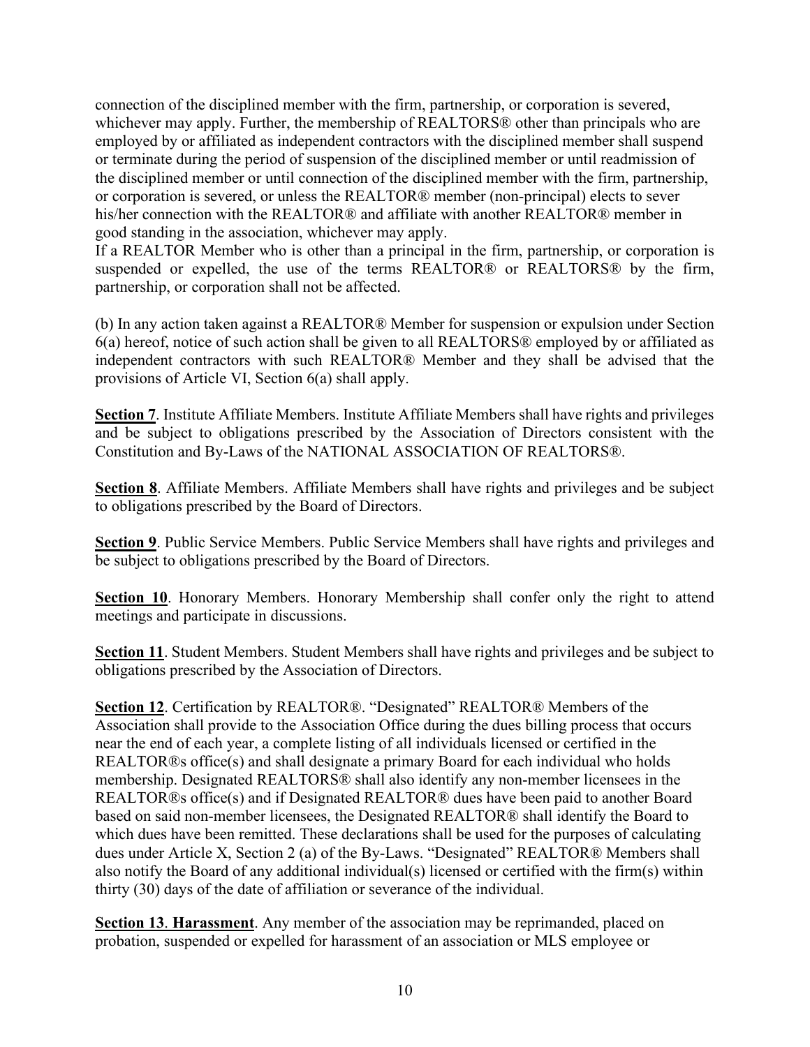connection of the disciplined member with the firm, partnership, or corporation is severed, whichever may apply. Further, the membership of REALTORS® other than principals who are employed by or affiliated as independent contractors with the disciplined member shall suspend or terminate during the period of suspension of the disciplined member or until readmission of the disciplined member or until connection of the disciplined member with the firm, partnership, or corporation is severed, or unless the REALTOR® member (non-principal) elects to sever his/her connection with the REALTOR® and affiliate with another REALTOR® member in good standing in the association, whichever may apply.
If a REALTOR Member who is other than a principal in the firm, partnership, or corporation is suspended or expelled, the use of the terms REALTOR® or REALTORS® by the firm, partnership, or corporation shall not be affected.

(b) In any action taken against a REALTOR® Member for suspension or expulsion under Section 6(a) hereof, notice of such action shall be given to all REALTORS® employed by or affiliated as independent contractors with such REALTOR® Member and they shall be advised that the provisions of Article VI, Section 6(a) shall apply.

**Section 7**. Institute Affiliate Members. Institute Affiliate Members shall have rights and privileges and be subject to obligations prescribed by the Association of Directors consistent with the Constitution and By-Laws of the NATIONAL ASSOCIATION OF REALTORS®.

**Section 8**. Affiliate Members. Affiliate Members shall have rights and privileges and be subject to obligations prescribed by the Board of Directors.

**Section 9**. Public Service Members. Public Service Members shall have rights and privileges and be subject to obligations prescribed by the Board of Directors.

**Section 10**. Honorary Members. Honorary Membership shall confer only the right to attend meetings and participate in discussions.

**Section 11**. Student Members. Student Members shall have rights and privileges and be subject to obligations prescribed by the Association of Directors.

**Section 12**. Certification by REALTOR®. "Designated" REALTOR® Members of the Association shall provide to the Association Office during the dues billing process that occurs near the end of each year, a complete listing of all individuals licensed or certified in the REALTOR®s office(s) and shall designate a primary Board for each individual who holds membership. Designated REALTORS® shall also identify any non-member licensees in the REALTOR®s office(s) and if Designated REALTOR® dues have been paid to another Board based on said non-member licensees, the Designated REALTOR® shall identify the Board to which dues have been remitted. These declarations shall be used for the purposes of calculating dues under Article X, Section 2 (a) of the By-Laws. "Designated" REALTOR® Members shall also notify the Board of any additional individual(s) licensed or certified with the firm(s) within thirty (30) days of the date of affiliation or severance of the individual.

**Section 13**. **Harassment**. Any member of the association may be reprimanded, placed on probation, suspended or expelled for harassment of an association or MLS employee or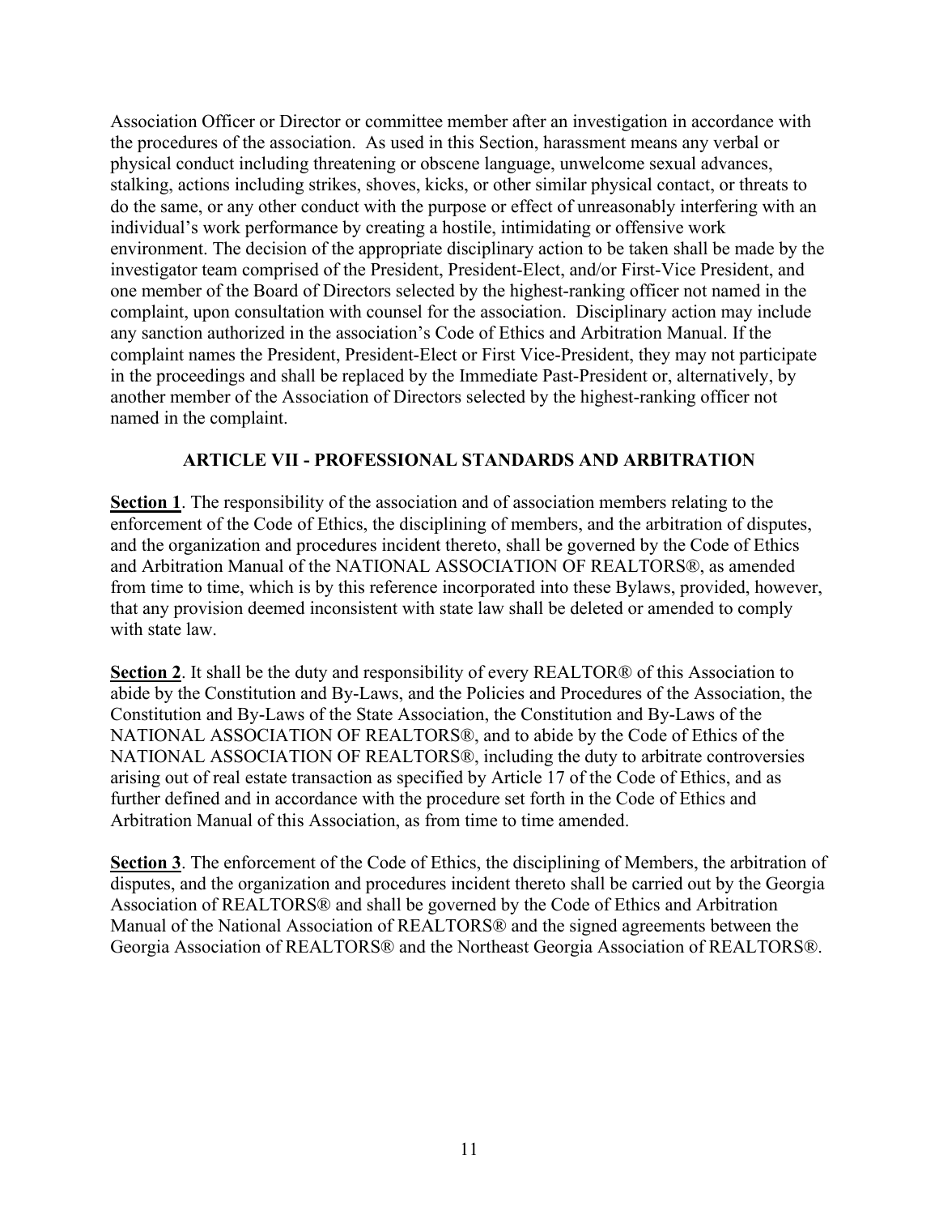Association Officer or Director or committee member after an investigation in accordance with the procedures of the association. As used in this Section, harassment means any verbal or physical conduct including threatening or obscene language, unwelcome sexual advances, stalking, actions including strikes, shoves, kicks, or other similar physical contact, or threats to do the same, or any other conduct with the purpose or effect of unreasonably interfering with an individual's work performance by creating a hostile, intimidating or offensive work environment. The decision of the appropriate disciplinary action to be taken shall be made by the investigator team comprised of the President, President-Elect, and/or First-Vice President, and one member of the Board of Directors selected by the highest-ranking officer not named in the complaint, upon consultation with counsel for the association. Disciplinary action may include any sanction authorized in the association's Code of Ethics and Arbitration Manual. If the complaint names the President, President-Elect or First Vice-President, they may not participate in the proceedings and shall be replaced by the Immediate Past-President or, alternatively, by another member of the Association of Directors selected by the highest-ranking officer not named in the complaint.

## ARTICLE VII - PROFESSIONAL STANDARDS AND ARBITRATION

**Section 1**. The responsibility of the association and of association members relating to the enforcement of the Code of Ethics, the disciplining of members, and the arbitration of disputes, and the organization and procedures incident thereto, shall be governed by the Code of Ethics and Arbitration Manual of the NATIONAL ASSOCIATION OF REALTORS®, as amended from time to time, which is by this reference incorporated into these Bylaws, provided, however, that any provision deemed inconsistent with state law shall deleted or amended to comply with state law.

**Section 2**. It shall be the duty and responsibility of every REALTOR® of this Association to abide by the Constitution and By-Laws, and the Policies and Procedures of the Association, the Constitution and By-Laws of the State Association, the Constitution and By-Laws of the NATIONAL ASSOCIATION OF REALTORS®, and to abide by the Code of Ethics of the NATIONAL ASSOCIATION OF REALTORS®, including the duty to arbitrate controversies arising out of real estate transaction as specified by Article 17 of the Code of Ethics, and as further defined and in accordance with the procedure set forth in the Code of Ethics and Arbitration Manual of this Association, as from time to time amended.

**Section 3**. The enforcement of the Code of Ethics, the disciplining of Members, the arbitration of disputes, and the organization and procedures incident thereto shall be carried out by the Georgia Association of REALTORS® and shall be governed by the Code of Ethics and Arbitration Manual of the National Association of REALTORS® and the signed agreements between the Georgia Association of REALTORS® and the Northeast Georgia Association of REALTORS®.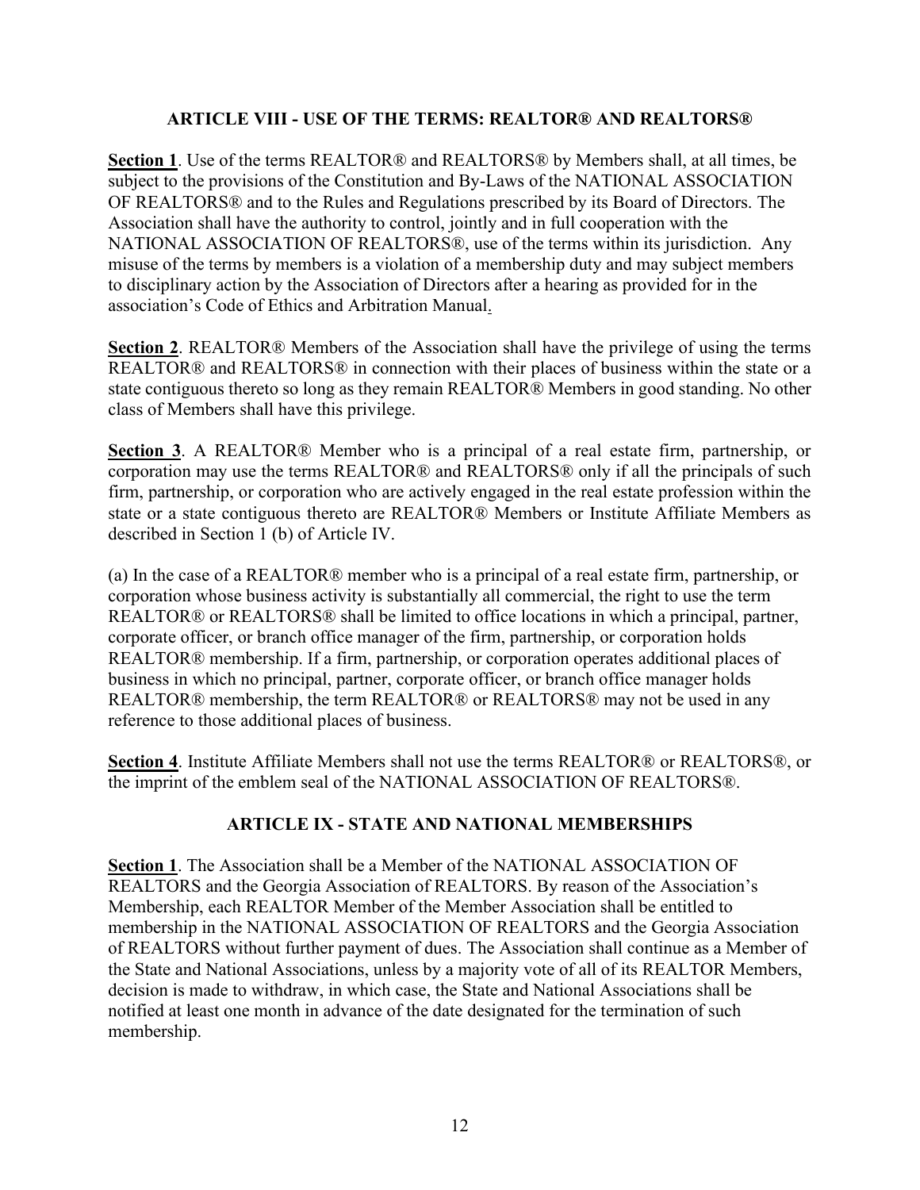## ARTICLE VIII - USE OF THE TERMS: REALTOR® AND REALTORS®

**Section 1**. Use of the terms REALTOR® and REALTORS® by Members shall, at all times, be subject to the provisions of the Constitution and By-Laws of the NATIONAL ASSOCIATION OF REALTORS® and to the Rules and Regulations prescribed by its Board of Directors. The Association shall have the authority to control, jointly and in full cooperation with the NATIONAL ASSOCIATION OF REALTORS®, use of the terms within its jurisdiction. Any misuse of the terms by members is a violation of a membership duty and may subject members to disciplinary action by the Association of Directors after a hearing as provided for in the association's Code of Ethics and Arbitration Manual.

**Section 2**. REALTOR® Members of the Association shall have the privilege of using the terms REALTOR® and REALTORS® in connection with their places of business within the state or a state contiguous thereto so long as they remain REALTOR® Members in good standing. No other class of Members shall have this privilege.

**Section 3**. A REALTOR® Member who is a principal of a real estate firm, partnership, or corporation may use the terms REALTOR® and REALTORS® only if all the principals of such firm, partnership, or corporation who are actively engaged in the real estate profession within the state or a state contiguous thereto are REALTOR® Members or Institute Affiliate Members as described in Section 1 (b) of Article IV.

(a) In the case of a REALTOR® member who is a principal of a real estate firm, partnership, or corporation whose business activity is substantially all commercial, the right to use the term REALTOR® or REALTORS® shall be limited to office locations in which a principal, partner, corporate officer, or branch office manager of the firm, partnership, or corporation holds REALTOR® membership. If a firm, partnership, or corporation operates additional places of business in which no principal, partner, corporate officer, or branch office manager holds REALTOR® membership, the term REALTOR® or REALTORS® may not be used in any reference to those additional places of business.

**Section 4**. Institute Affiliate Members shall not use the terms REALTOR® or REALTORS®, or the imprint of the emblem seal of the NATIONAL ASSOCIATION OF REALTORS®.

## ARTICLE IX - STATE AND NATIONAL MEMBERSHIPS

**Section 1**. The Association shall be a Member of the NATIONAL ASSOCIATION OF REALTORS and the Georgia Association of REALTORS. By reason of the Association's Membership, each REALTOR Member of the Member Association shall be entitled to membership in the NATIONAL ASSOCIATION OF REALTORS and the Georgia Association of REALTORS without further payment of dues. The Association shall continue as a Member of the State and National Associations, unless by a majority vote of all of its REALTOR Members, decision is made to withdraw, in which case, the State and National Associations shall be notified at least one month in advance of the date designated for the termination of such membership.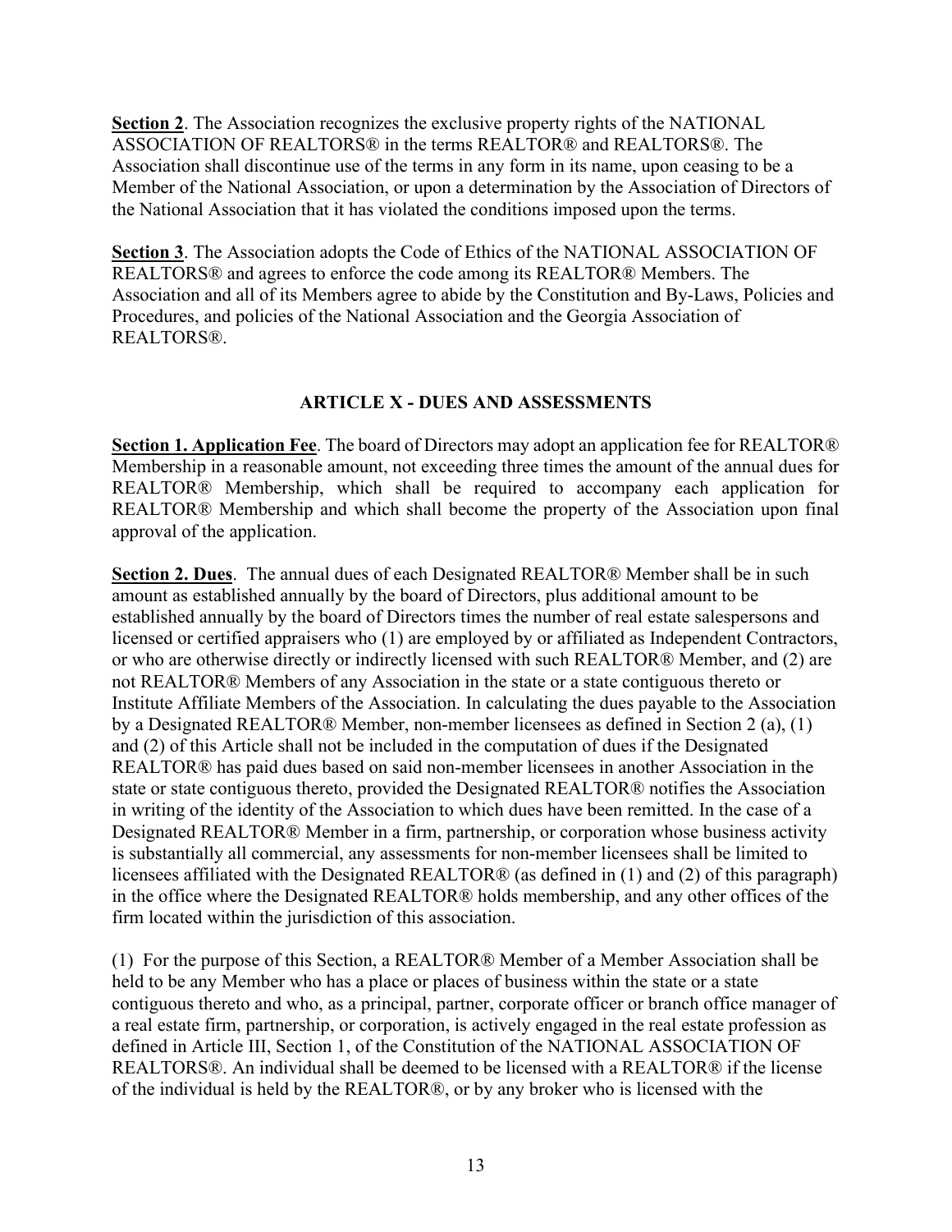**Section 2**. The Association recognizes the exclusive property rights of the NATIONAL ASSOCIATION OF REALTORS® in the terms REALTOR® and REALTORS®. The Association shall discontinue use of the terms in any form in its name, upon ceasing to be a Member of the National Association, or upon a determination by the Association of Directors of the National Association that it has violated the conditions imposed upon the terms.

**Section 3**. The Association adopts the Code of Ethics of the NATIONAL ASSOCIATION OF REALTORS® and agrees to enforce the code among its REALTOR® Members. The Association and all of its Members agree to abide by the Constitution and By-Laws, Policies and Procedures, and policies of the National Association and the Georgia Association of REALTORS®.

## ARTICLE X - DUES AND ASSESSMENTS

**Section 1. Application Fee**. The board of Directors may adopt an application fee for REALTOR® Membership in a reasonable amount, not exceeding three times the amount of the annual dues for REALTOR® Membership, which shall be required to accompany each application for REALTOR® Membership and which shall become the property of the Association upon final approval of the application.

**Section 2. Dues**. The annual dues of each Designated REALTOR® Member shall be in such amount as established annually by the board of Directors, plus additional amount to be established annually by the board of Directors times the number of real estate salespersons and licensed or certified appraisers who (1) are employed by or affiliated as Independent Contractors, or who are otherwise directly or indirectly licensed with such REALTOR® Member, and (2) are not REALTOR® Members of any Association in the state or a state contiguous thereto or Institute Affiliate Members of the Association. In calculating the dues payable to the Association by a Designated REALTOR® Member, non-member licensees as defined in Section 2 (a), (1) and (2) of this Article shall not be included in the computation of dues if the Designated REALTOR® has paid dues based on said non-member licensees in another Association in the state or state contiguous thereto, provided the Designated REALTOR® notifies the Association in writing of the identity of the Association to which dues have been remitted. In the case of a Designated REALTOR® Member in a firm, partnership, or corporation whose business activity is substantially all commercial, any assessments for non-member licensees shall be limited to licensees affiliated with the Designated REALTOR® (as defined in (1) and (2) of this paragraph) in the office where the Designated REALTOR® holds membership, and any other offices of the firm located within the jurisdiction of this association.

(1) For the purpose of this Section, a REALTOR® Member of a Member Association shall be held to be any Member who has a place or places of business within the state or a state contiguous thereto and who, as a principal, partner, corporate officer or branch office manager of a real estate firm, partnership, or corporation, is actively engaged in the real estate profession as defined in Article III, Section 1, of the Constitution of the NATIONAL ASSOCIATION OF REALTORS®. An individual shall be deemed to be licensed with a REALTOR® if the license of the individual is held by the REALTOR®, or by any broker who is licensed with the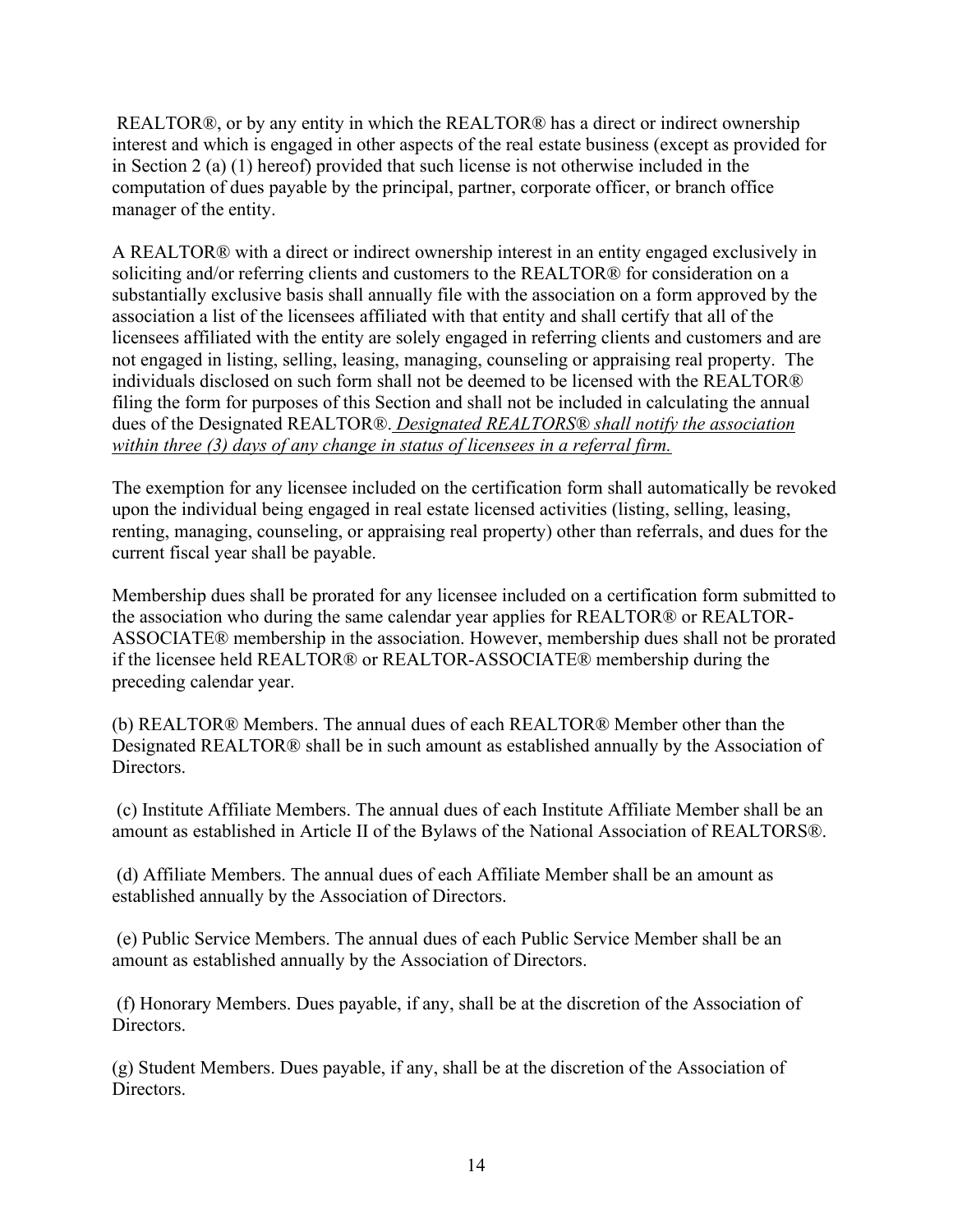REALTOR®, or by any entity in which the REALTOR® has a direct or indirect ownership interest and which is engaged in other aspects of the real estate business (except as provided for in Section 2 (a) (1) hereof) provided that such license is not otherwise included in the computation of dues payable by the principal, partner, corporate officer, or branch office manager of the entity.

A REALTOR® with a direct or indirect ownership interest in an entity engaged exclusively in soliciting and/or referring clients and customers to the REALTOR® for consideration on a substantially exclusive basis shall annually file with the association on a form approved by the association a list of the licensees affiliated with that entity and shall certify that all of the licensees affiliated with the entity are solely engaged in referring clients and customers and are not engaged in listing, selling, leasing, managing, counseling or appraising real property. The individuals disclosed on such form shall not be deemed to be licensed with the REALTOR® filing the form for purposes of this Section and shall not be included in calculating the annual dues of the Designated REALTOR®. *Designated REALTORS® shall notify the association within three (3) days of any change in status of licensees in a referral firm.*

The exemption for any licensee included on the certification form shall automatically be revoked upon the individual being engaged in real estate licensed activities (listing, selling, leasing, renting, managing, counseling, or appraising real property) other than referrals, and dues for the current fiscal year shall be payable.

Membership dues shall be prorated for any licensee included on a certification form submitted to the association who during the same calendar year applies for REALTOR® or REALTOR-ASSOCIATE® membership in the association. However, membership dues shall not be prorated if the licensee held REALTOR® or REALTOR-ASSOCIATE® membership during the preceding calendar year.

(b) REALTOR® Members. The annual dues of each REALTOR® Member other than the Designated REALTOR® shall be in such amount as established annually by the Association of Directors.

(c) Institute Affiliate Members. The annual dues of each Institute Affiliate Member shall be an amount as established in Article II of the Bylaws of the National Association of REALTORS®.

(d) Affiliate Members. The annual dues of each Affiliate Member shall be an amount as established annually by the Association of Directors.

(e) Public Service Members. The annual dues of each Public Service Member shall be an amount as established annually by the Association of Directors.

(f) Honorary Members. Dues payable, if any, shall be at the discretion of the Association of Directors.

(g) Student Members. Dues payable, if any, shall be at the discretion of the Association of Directors.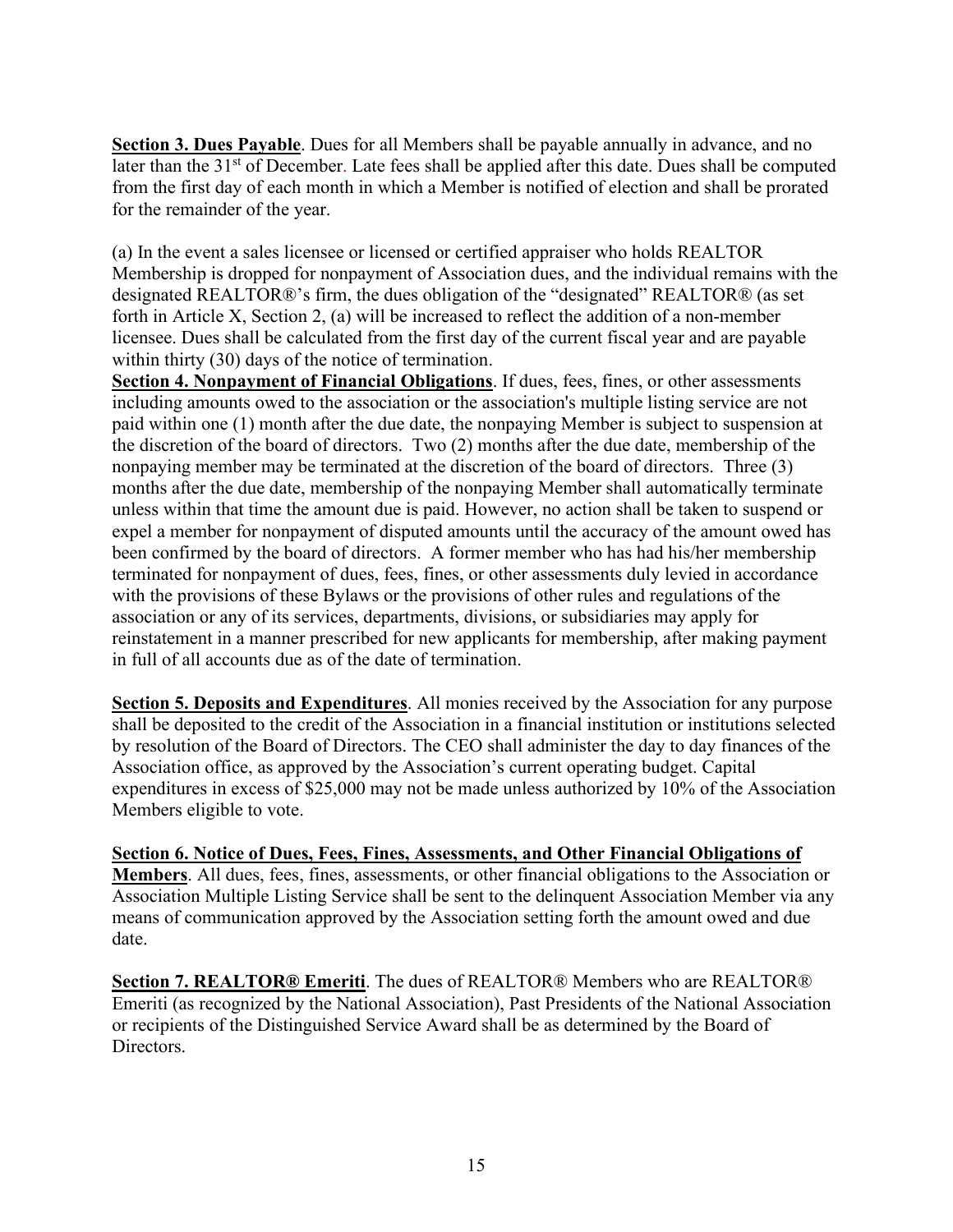**Section 3. Dues Payable**. Dues for all Members shall be payable annually in advance, and no later than the 31st of December. Late fees shall be applied after this date. Dues shall be computed from the first day of each month in which a Member is notified of election and shall be prorated for the remainder of the year.

(a) In the event a sales licensee or licensed or certified appraiser who holds REALTOR Membership is dropped for nonpayment of Association dues, and the individual remains with the designated REALTOR®'s firm, the dues obligation of the "designated" REALTOR® (as set forth in Article X, Section 2, (a) will be increased to reflect the addition of a non-member licensee. Dues shall be calculated from the first day of the current fiscal year and are payable within thirty (30) days of the notice of termination.

**Section 4. Nonpayment of Financial Obligations**. If dues, fees, fines, or other assessments including amounts owed to the association or the association's multiple listing service are not paid within one (1) month after the due date, the nonpaying Member is subject to suspension at the discretion of the board of directors. Two (2) months after the due date, membership of the nonpaying member may be terminated at the discretion of the board of directors. Three (3) months after the due date, membership of the nonpaying Member shall automatically terminate unless within that time the amount due is paid. However, no action shall be taken to suspend or expel a member for nonpayment of disputed amounts until the accuracy of the amount owed has been confirmed by the board of directors. A former member who has had his/her membership terminated for nonpayment of dues, fees, fines, or other assessments duly levied in accordance with the provisions of these Bylaws or the provisions of other rules and regulations of the association or any of its services, departments, divisions, or subsidiaries may apply for reinstatement in a manner prescribed for new applicants for membership, after making payment in full of all accounts due as of the date of termination.

**Section 5. Deposits and Expenditures**. All monies received by the Association for any purpose shall be deposited to the credit of the Association in a financial institution or institutions selected by resolution of the Board of Directors. The CEO shall administer the day to day finances of the Association office, as approved by the Association's current operating budget. Capital expenditures in excess of $25,000 may not be made unless authorized by 10% of the Association Members eligible to vote.

**Section 6. Notice of Dues, Fees, Fines, Assessments, and Other Financial Obligations of Members**. All dues, fees, fines, assessments, or other financial obligations to the Association or Association Multiple Listing Service shall be sent to the delinquent Association Member via any means of communication approved by the Association setting forth the amount owed and due date.

**Section 7. REALTOR® Emeriti**. The dues of REALTOR® Members who are REALTOR® Emeriti (as recognized by the National Association), Past Presidents of the National Association or recipients of the Distinguished Service Award shall be as determined by the Board of Directors.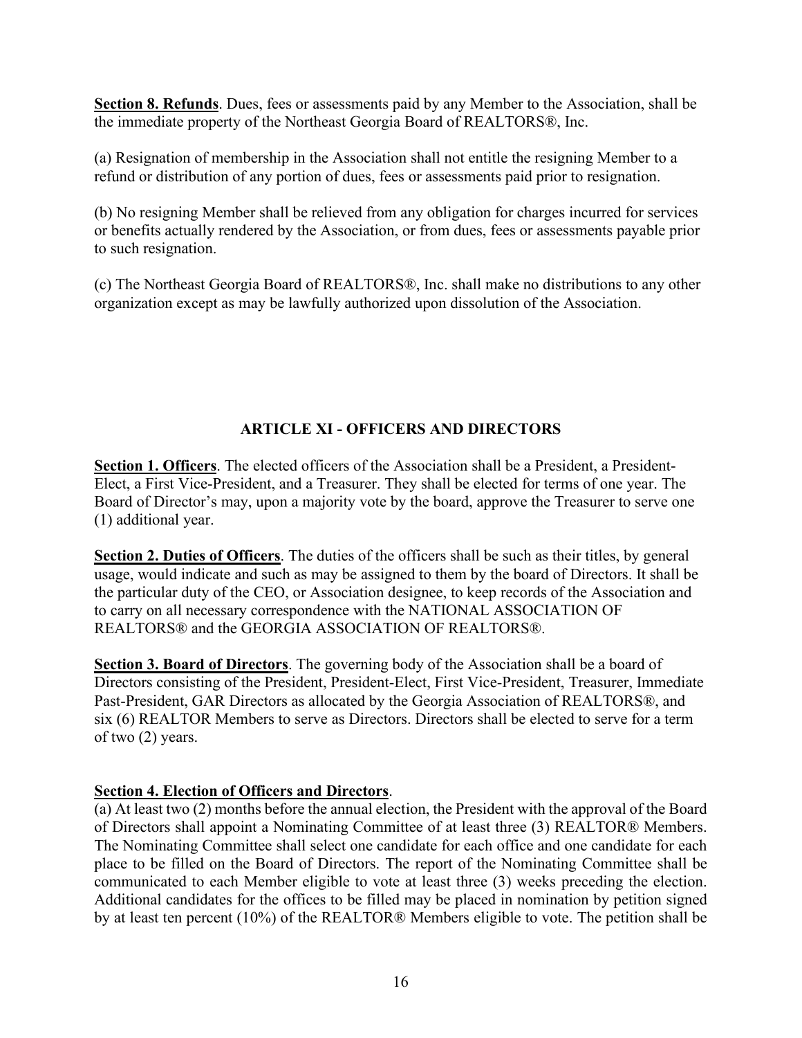**Section 8. Refunds**. Dues, fees or assessments paid by any Member to the Association, shall be the immediate property of the Northeast Georgia Board of REALTORS®, Inc.

(a) Resignation of membership in the Association shall not entitle the resigning Member to a refund or distribution of any portion of dues, fees or assessments paid prior to resignation.

(b) No resigning Member shall be relieved from any obligation for charges incurred for services or benefits actually rendered by the Association, or from dues, fees or assessments payable prior to such resignation.

(c) The Northeast Georgia Board of REALTORS®, Inc. shall make no distributions to any other organization except as may be lawfully authorized upon dissolution of the Association.

## ARTICLE XI - OFFICERS AND DIRECTORS

**Section 1. Officers**. The elected officers of the Association shall be a President, a President-Elect, a First Vice-President, and a Treasurer. They shall be elected for terms of one year. The Board of Director's may, upon a majority vote by the board, approve the Treasurer to serve one (1) additional year.

**Section 2. Duties of Officers**. The duties of the officers shall be such as their titles, by general usage, would indicate and such as may be assigned to them by the board of Directors. It shall be the particular duty of the CEO, or Association designee, to keep records of the Association and to carry on all necessary correspondence with the NATIONAL ASSOCIATION OF REALTORS® and the GEORGIA ASSOCIATION OF REALTORS®.

**Section 3. Board of Directors**. The governing body of the Association shall be a board of Directors consisting of the President, President-Elect, First Vice-President, Treasurer, Immediate Past-President, GAR Directors as allocated by the Georgia Association of REALTORS®, and six (6) REALTOR Members to serve as Directors. Directors shall be elected to serve for a term of two (2) years.

**Section 4. Election of Officers and Directors**.

(a) At least two (2) months before the annual election, the President with the approval of the Board of Directors shall appoint a Nominating Committee of at least three (3) REALTOR® Members. The Nominating Committee shall select one candidate for each office and one candidate for each place to be filled on the Board of Directors. The report of the Nominating Committee shall be communicated to each Member eligible to vote at least three (3) weeks preceding the election. Additional candidates for the offices to be filled may be placed in nomination by petition signed by at least ten percent (10%) of the REALTOR® Members eligible to vote. The petition shall be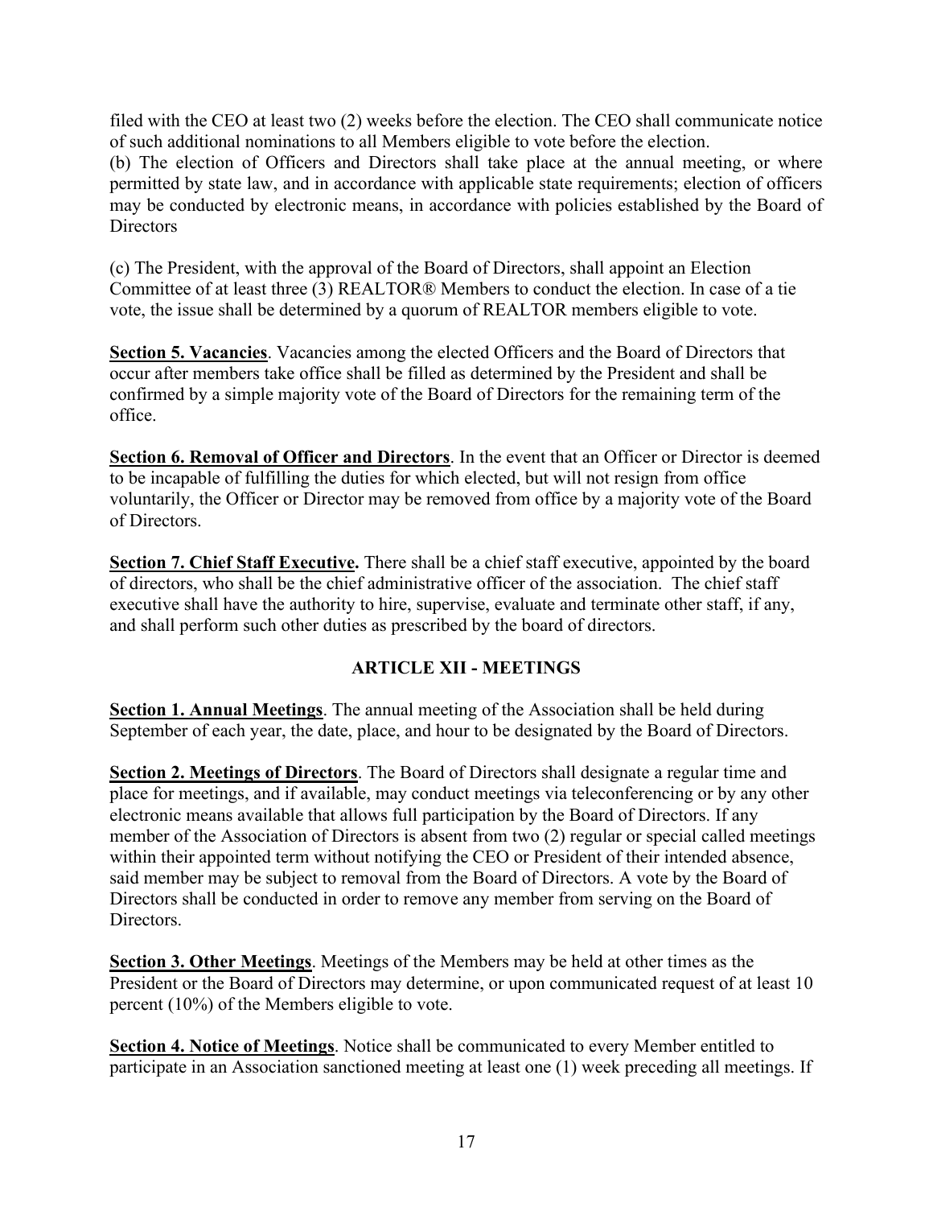filed with the CEO at least two (2) weeks before the election. The CEO shall communicate notice of such additional nominations to all Members eligible to vote before the election.
(b) The election of Officers and Directors shall take place at the annual meeting, or where permitted by state law, and in accordance with applicable state requirements; election of officers may be conducted by electronic means, in accordance with policies established by the Board of Directors

(c) The President, with the approval of the Board of Directors, shall appoint an Election Committee of at least three (3) REALTOR® Members to conduct the election. In case of a tie vote, the issue shall be determined by a quorum of REALTOR members eligible to vote.

**Section 5. Vacancies**. Vacancies among the elected Officers and the Board of Directors that occur after members take office shall be filled as determined by the President and shall be confirmed by a simple majority vote of the Board of Directors for the remaining term of the office.

**Section 6. Removal of Officer and Directors**. In the event that an Officer or Director is deemed to be incapable of fulfilling the duties for which elected, but will not resign from office voluntarily, the Officer or Director may be removed from office by a majority vote of the Board of Directors.

**Section 7. Chief Staff Executive.** There shall be a chief staff executive, appointed by the board of directors, who shall be the chief administrative officer of the association. The chief staff executive shall have the authority to hire, supervise, evaluate and terminate other staff, if any, and shall perform such other duties as prescribed by the board of directors.

## ARTICLE XII - MEETINGS

**Section 1. Annual Meetings**. The annual meeting of the Association shall be held during September of each year, the date, place, and hour to be designated by the Board of Directors.

**Section 2. Meetings of Directors**. The Board of Directors shall designate a regular time and place for meetings, and if available, may conduct meetings via teleconferencing or by any other electronic means available that allows full participation by the Board of Directors. If any member of the Association of Directors is absent from two (2) regular or special called meetings within their appointed term without notifying the CEO or President of their intended absence, said member may be subject to removal from the Board of Directors. A vote by the Board of Directors shall be conducted in order to remove any member from serving on the Board of Directors.

**Section 3. Other Meetings**. Meetings of the Members may be held at other times as the President or the Board of Directors may determine, or upon communicated request of at least 10 percent (10%) of the Members eligible to vote.

**Section 4. Notice of Meetings**. Notice shall be communicated to every Member entitled to participate in an Association sanctioned meeting at least one (1) week preceding all meetings. If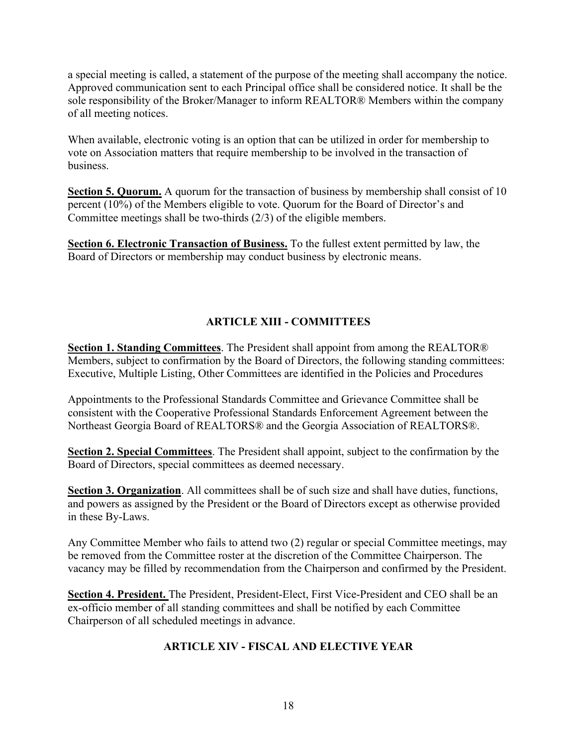a special meeting is called, a statement of the purpose of the meeting shall accompany the notice. Approved communication sent to each Principal office shall be considered notice. It shall be the sole responsibility of the Broker/Manager to inform REALTOR® Members within the company of all meeting notices.

When available, electronic voting is an option that can be utilized in order for membership to vote on Association matters that require membership to be involved in the transaction of business.

**Section 5. Quorum.** A quorum for the transaction of business by membership shall consist of 10 percent (10%) of the Members eligible to vote. Quorum for the Board of Director's and Committee meetings shall be two-thirds (2/3) of the eligible members.

**Section 6. Electronic Transaction of Business.** To the fullest extent permitted by law, the Board of Directors or membership may conduct business by electronic means.

## ARTICLE XIII - COMMITTEES

**Section 1. Standing Committees**. The President shall appoint from among the REALTOR® Members, subject to confirmation by the Board of Directors, the following standing committees: Executive, Multiple Listing, Other Committees are identified in the Policies and Procedures

Appointments to the Professional Standards Committee and Grievance Committee shall be consistent with the Cooperative Professional Standards Enforcement Agreement between the Northeast Georgia Board of REALTORS® and the Georgia Association of REALTORS®.

**Section 2. Special Committees**. The President shall appoint, subject to the confirmation by the Board of Directors, special committees as deemed necessary.

**Section 3. Organization**. All committees shall be of such size and shall have duties, functions, and powers as assigned by the President or the Board of Directors except as otherwise provided in these By-Laws.

Any Committee Member who fails to attend two (2) regular or special Committee meetings, may be removed from the Committee roster at the discretion of the Committee Chairperson. The vacancy may be filled by recommendation from the Chairperson and confirmed by the President.

**Section 4. President.** The President, President-Elect, First Vice-President and CEO shall be an ex-officio member of all standing committees and shall be notified by each Committee Chairperson of all scheduled meetings in advance.

## ARTICLE XIV - FISCAL AND ELECTIVE YEAR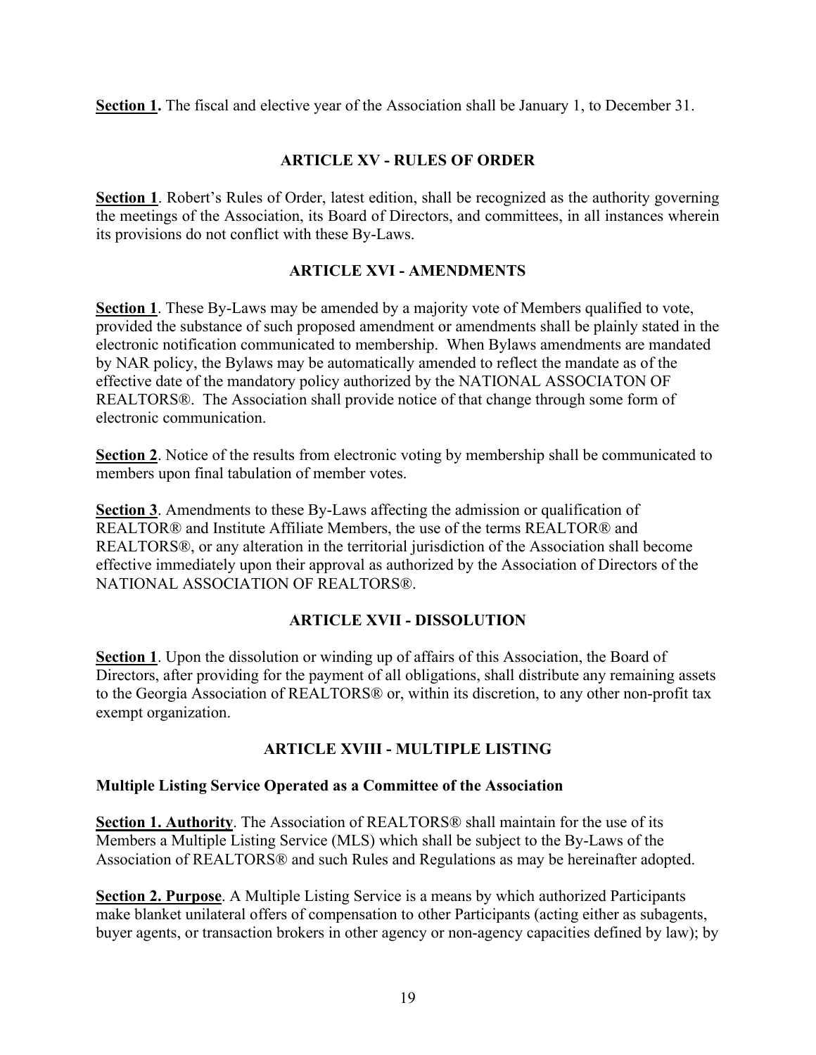**Section 1.** The fiscal and elective year of the Association shall be January 1, to December 31.

## ARTICLE XV - RULES OF ORDER

**Section 1**. Robert's Rules of Order, latest edition, shall be recognized as the authority governing the meetings of the Association, its Board of Directors, and committees, in all instances wherein its provisions do not conflict with these By-Laws.

## ARTICLE XVI - AMENDMENTS

**Section 1**. These By-Laws may be amended by a majority vote of Members qualified to vote, provided the substance of such proposed amendment or amendments shall be plainly stated in the electronic notification communicated to membership. When Bylaws amendments are mandated by NAR policy, the Bylaws may be automatically amended to reflect the mandate as of the effective date of the mandatory policy authorized by the NATIONAL ASSOCIATON OF REALTORS®. The Association shall provide notice of that change through some form of electronic communication.

**Section 2**. Notice of the results from electronic voting by membership shall be communicated to members upon final tabulation of member votes.

**Section 3**. Amendments to these By-Laws affecting the admission or qualification of REALTOR® and Institute Affiliate Members, the use of the terms REALTOR® and REALTORS®, or any alteration in the territorial jurisdiction of the Association shall become effective immediately upon their approval as authorized by the Association of Directors of the NATIONAL ASSOCIATION OF REALTORS®.

## ARTICLE XVII - DISSOLUTION

**Section 1**. Upon the dissolution or winding up of affairs of this Association, the Board of Directors, after providing for the payment of all obligations, shall distribute any remaining assets to the Georgia Association of REALTORS® or, within its discretion, to any other non-profit tax exempt organization.

## ARTICLE XVIII - MULTIPLE LISTING

**Multiple Listing Service Operated as a Committee of the Association**

**Section 1. Authority**. The Association of REALTORS® shall maintain for the use of its Members a Multiple Listing Service (MLS) which shall be subject to the By-Laws of the Association of REALTORS® and such Rules and Regulations as may be hereinafter adopted.

**Section 2. Purpose**. A Multiple Listing Service is a means by which authorized Participants make blanket unilateral offers of compensation to other Participants (acting either as subagents, buyer agents, or transaction brokers in other agency or non-agency capacities defined by law); by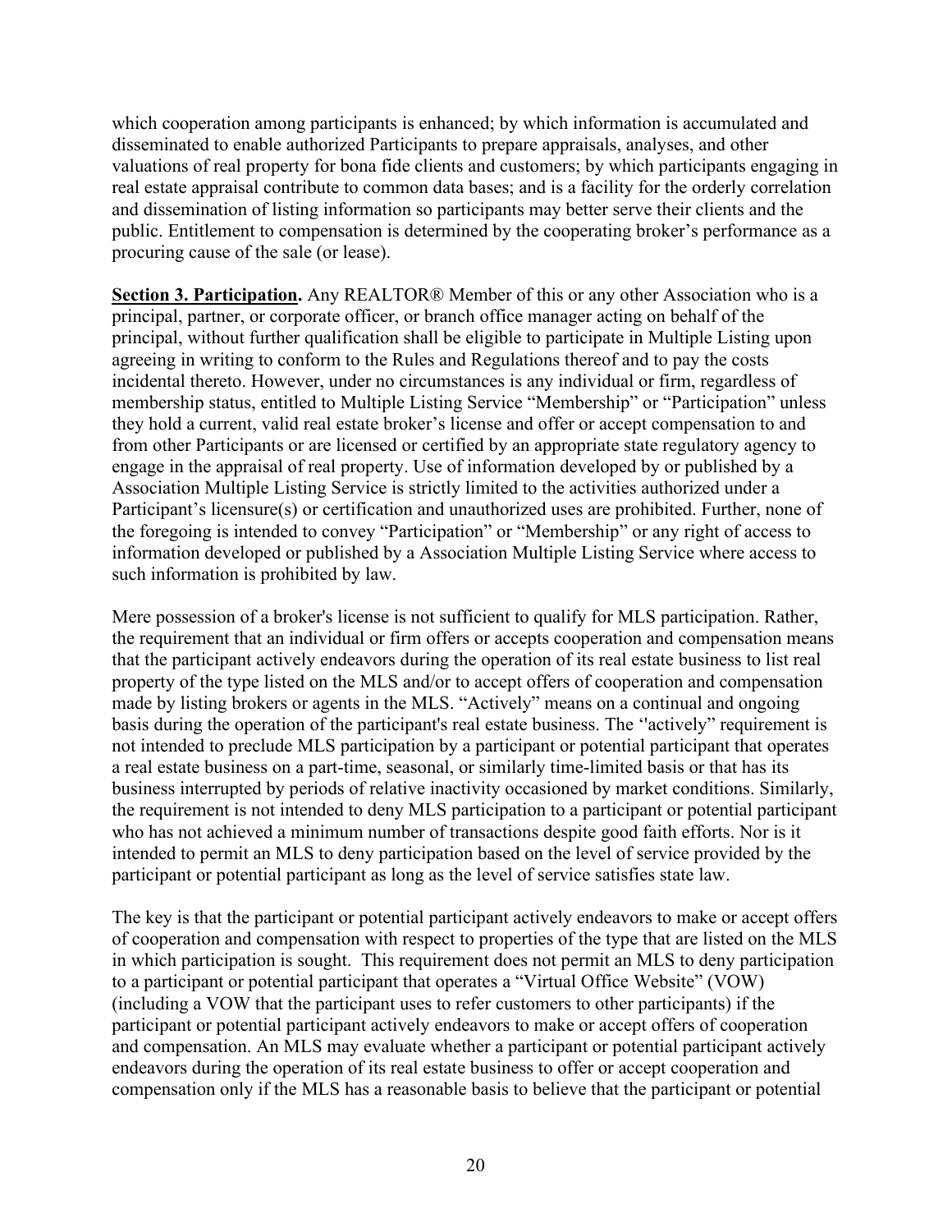which cooperation among participants is enhanced; by which information is accumulated and disseminated to enable authorized Participants to prepare appraisals, analyses, and other valuations of real property for bona fide clients and customers; by which participants engaging in real estate appraisal contribute to common data bases; and is a facility for the orderly correlation and dissemination of listing information so participants may better serve their clients and the public. Entitlement to compensation is determined by the cooperating broker's performance as a procuring cause of the sale (or lease).

**Section 3. Participation.** Any REALTOR® Member of this or any other Association who is a principal, partner, or corporate officer, or branch office manager acting on behalf of the principal, without further qualification shall be eligible to participate in Multiple Listing upon agreeing in writing to conform to the Rules and Regulations thereof and to pay the costs incidental thereto. However, under no circumstances is any individual or firm, regardless of membership status, entitled to Multiple Listing Service "Membership" or "Participation" unless they hold a current, valid real estate broker's license and offer or accept compensation to and from other Participants or are licensed or certified by an appropriate state regulatory agency to engage in the appraisal of real property. Use of information developed by or published by a Association Multiple Listing Service is strictly limited to the activities authorized under a Participant's licensure(s) or certification and unauthorized uses are prohibited. Further, none of the foregoing is intended to convey "Participation" or "Membership" or any right of access to information developed or published by a Association Multiple Listing Service where access to such information is prohibited by law.

Mere possession of a broker's license is not sufficient to qualify for MLS participation. Rather, the requirement that an individual or firm offers or accepts cooperation and compensation means that the participant actively endeavors during the operation of its real estate business to list real property of the type listed on the MLS and/or to accept offers of cooperation and compensation made by listing brokers or agents in the MLS. "Actively" means on a continual and ongoing basis during the operation of the participant's real estate business. The ''actively" requirement is not intended to preclude MLS participation by a participant or potential participant that operates a real estate business on a part-time, seasonal, or similarly time-limited basis or that has its business interrupted by periods of relative inactivity occasioned by market conditions. Similarly, the requirement is not intended to deny MLS participation to a participant or potential participant who has not achieved a minimum number of transactions despite good faith efforts. Nor is it intended to permit an MLS to deny participation based on the level of service provided by the participant or potential participant as long as the level of service satisfies state law.

The key is that the participant or potential participant actively endeavors to make or accept offers of cooperation and compensation with respect to properties of the type that are listed on the MLS in which participation is sought. This requirement does not permit an MLS to deny participation to a participant or potential participant that operates a "Virtual Office Website" (VOW) (including a VOW that the participant uses to refer customers to other participants) if the participant or potential participant actively endeavors to make or accept offers of cooperation and compensation. An MLS may evaluate whether a participant or potential participant actively endeavors during the operation of its real estate business to offer or accept cooperation and compensation only if the MLS has a reasonable basis to believe that the participant or potential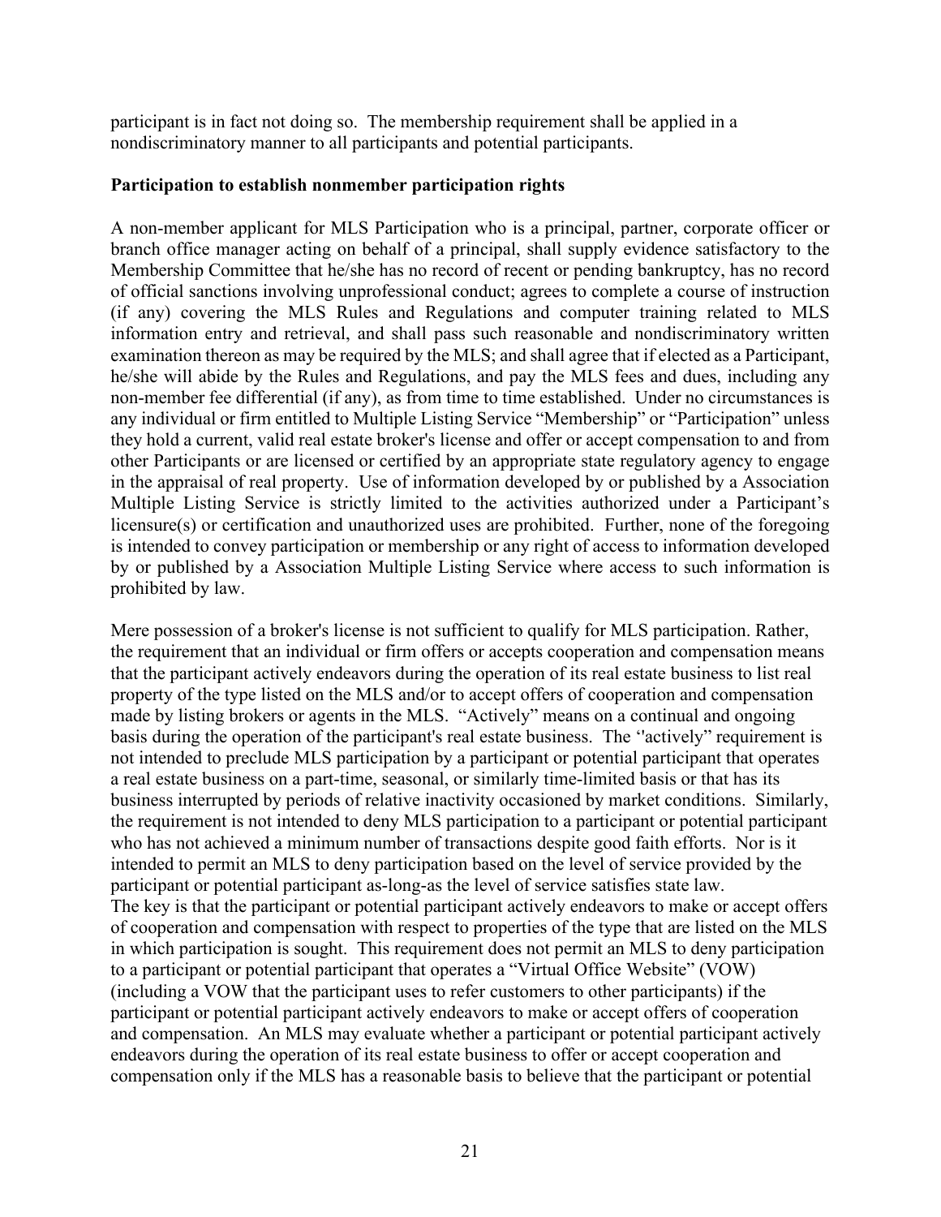participant is in fact not doing so. The membership requirement shall be applied in a nondiscriminatory manner to all participants and potential participants.

**Participation to establish nonmember participation rights**

A non-member applicant for MLS Participation who is a principal, partner, corporate officer or branch office manager acting on behalf of a principal, shall supply evidence satisfactory to the Membership Committee that he/she has no record of recent or pending bankruptcy, has no record of official sanctions involving unprofessional conduct; agrees to complete a course of instruction (if any) covering the MLS Rules and Regulations and computer training related to MLS information entry and retrieval, and shall pass such reasonable and nondiscriminatory written examination thereon as may be required by the MLS; and shall agree that if elected as a Participant, he/she will abide by the Rules and Regulations, and pay the MLS fees and dues, including any non-member fee differential (if any), as from time to time established. Under no circumstances is any individual or firm entitled to Multiple Listing Service "Membership" or "Participation" unless they hold a current, valid real estate broker's license and offer or accept compensation to and from other Participants or are licensed or certified by an appropriate state regulatory agency to engage in the appraisal of real property. Use of information developed by or published by a Association Multiple Listing Service is strictly limited to the activities authorized under a Participant's licensure(s) or certification and unauthorized uses are prohibited. Further, none of the foregoing is intended to convey participation or membership or any right of access to information developed by or published by a Association Multiple Listing Service where access to such information is prohibited by law.

Mere possession of a broker's license is not sufficient to qualify for MLS participation. Rather, the requirement that an individual or firm offers or accepts cooperation and compensation means that the participant actively endeavors during the operation of its real estate business to list real property of the type listed on the MLS and/or to accept offers of cooperation and compensation made by listing brokers or agents in the MLS. "Actively" means on a continual and ongoing basis during the operation of the participant's real estate business. The "actively" requirement is not intended to preclude MLS participation by a participant or potential participant that operates a real estate business on a part-time, seasonal, or similarly time-limited basis or that has its business interrupted by periods of relative inactivity occasioned by market conditions. Similarly, the requirement is not intended to deny MLS participation to a participant or potential participant who has not achieved a minimum number of transactions despite good faith efforts. Nor is it intended to permit an MLS to deny participation based on the level of service provided by the participant or potential participant as-long-as the level of service satisfies state law.
The key is that the participant or potential participant actively endeavors to make or accept offers of cooperation and compensation with respect to properties of the type that are listed on the MLS in which participation is sought. This requirement does not permit an MLS to deny participation to a participant or potential participant that operates a "Virtual Office Website" (VOW) (including a VOW that the participant uses to refer customers to other participants) if the participant or potential participant actively endeavors to make or accept offers of cooperation and compensation. An MLS may evaluate whether a participant or potential participant actively endeavors during the operation of its real estate business to offer or accept cooperation and compensation only if the MLS has a reasonable basis to believe that the participant or potential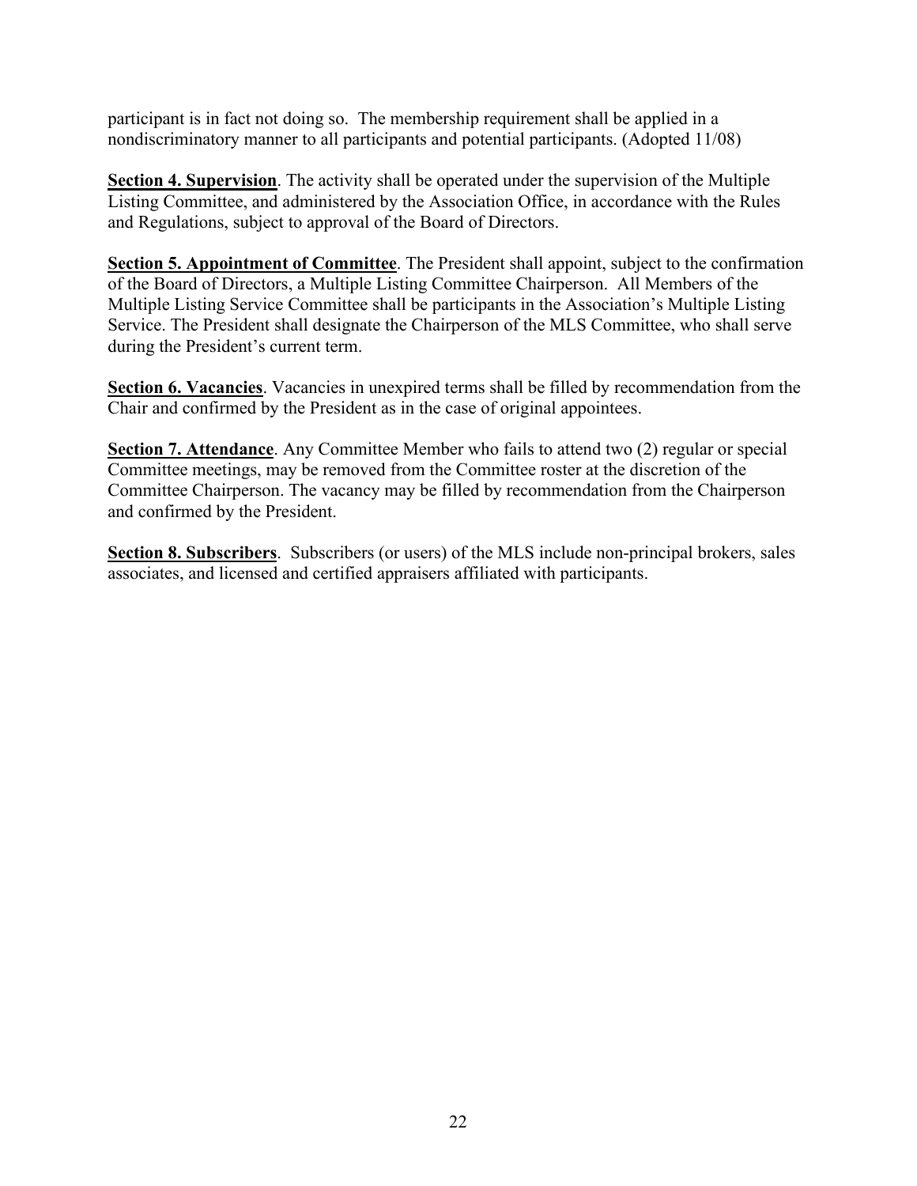participant is in fact not doing so. The membership requirement shall be applied in a nondiscriminatory manner to all participants and potential participants. (Adopted 11/08)

**Section 4. Supervision**. The activity shall be operated under the supervision of the Multiple Listing Committee, and administered by the Association Office, in accordance with the Rules and Regulations, subject to approval of the Board of Directors.

**Section 5. Appointment of Committee**. The President shall appoint, subject to the confirmation of the Board of Directors, a Multiple Listing Committee Chairperson. All Members of the Multiple Listing Service Committee shall be participants in the Association's Multiple Listing Service. The President shall designate the Chairperson of the MLS Committee, who shall serve during the President's current term.

**Section 6. Vacancies**. Vacancies in unexpired terms shall be filled by recommendation from the Chair and confirmed by the President as in the case of original appointees.

**Section 7. Attendance**. Any Committee Member who fails to attend two (2) regular or special Committee meetings, may be removed from the Committee roster at the discretion of the Committee Chairperson. The vacancy may be filled by recommendation from the Chairperson and confirmed by the President.

**Section 8. Subscribers**. Subscribers (or users) of the MLS include non-principal brokers, sales associates, and licensed and certified appraisers affiliated with participants.